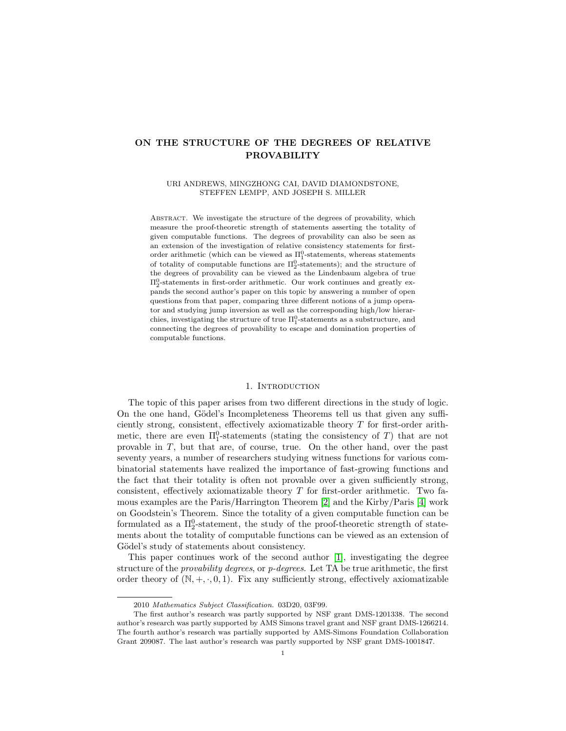# ON THE STRUCTURE OF THE DEGREES OF RELATIVE PROVABILITY

URI ANDREWS, MINGZHONG CAI, DAVID DIAMONDSTONE, STEFFEN LEMPP, AND JOSEPH S. MILLER

Abstract. We investigate the structure of the degrees of provability, which measure the proof-theoretic strength of statements asserting the totality of given computable functions. The degrees of provability can also be seen as an extension of the investigation of relative consistency statements for first-order arithmetic (which can be viewed as $\Pi^0_1$-statements, whereas statements of totality of computable functions are $\Pi^0_2$-statements); and the structure of the degrees of provability can be viewed as the Lindenbaum algebra of true $\Pi^0_2$-statements in first-order arithmetic. Our work continues and greatly expands the second author's paper on this topic by answering a number of open questions from that paper, comparing three different notions of a jump operator and studying jump inversion as well as the corresponding high/low hierarchies, investigating the structure of true $\Pi^0_1$-statements as a substructure, and connecting the degrees of provability to escape and domination properties of computable functions.

## 1. Introduction

The topic of this paper arises from two different directions in the study of logic. On the one hand, Gödel's Incompleteness Theorems tell us that given any sufficiently strong, consistent, effectively axiomatizable theory $T$ for first-order arithmetic, there are even $\Pi^0_1$-statements (stating the consistency of $T$) that are not provable in $T$, but that are, of course, true. On the other hand, over the past seventy years, a number of researchers studying witness functions for various combinatorial statements have realized the importance of fast-growing functions and the fact that their totality is often not provable over a given sufficiently strong, consistent, effectively axiomatizable theory $T$ for first-order arithmetic. Two famous examples are the Paris/Harrington Theorem [2] and the Kirby/Paris [4] work on Goodstein's Theorem. Since the totality of a given computable function can be formulated as a $\Pi^0_2$-statement, the study of the proof-theoretic strength of statements about the totality of computable functions can be viewed as an extension of Gödel's study of statements about consistency.

This paper continues work of the second author [1], investigating the degree structure of the *provability degrees*, or *p-degrees*. Let TA be true arithmetic, the first order theory of $(\mathbb{N}, +, \cdot, 0, 1)$. Fix any sufficiently strong, effectively axiomatizable

---

2010 *Mathematics Subject Classification.* 03D20, 03F99.

The first author's research was partly supported by NSF grant DMS-1201338. The second author's research was partly supported by AMS Simons travel grant and NSF grant DMS-1266214. The fourth author's research was partially supported by AMS-Simons Foundation Collaboration Grant 209087. The last author's research was partly supported by NSF grant DMS-1001847.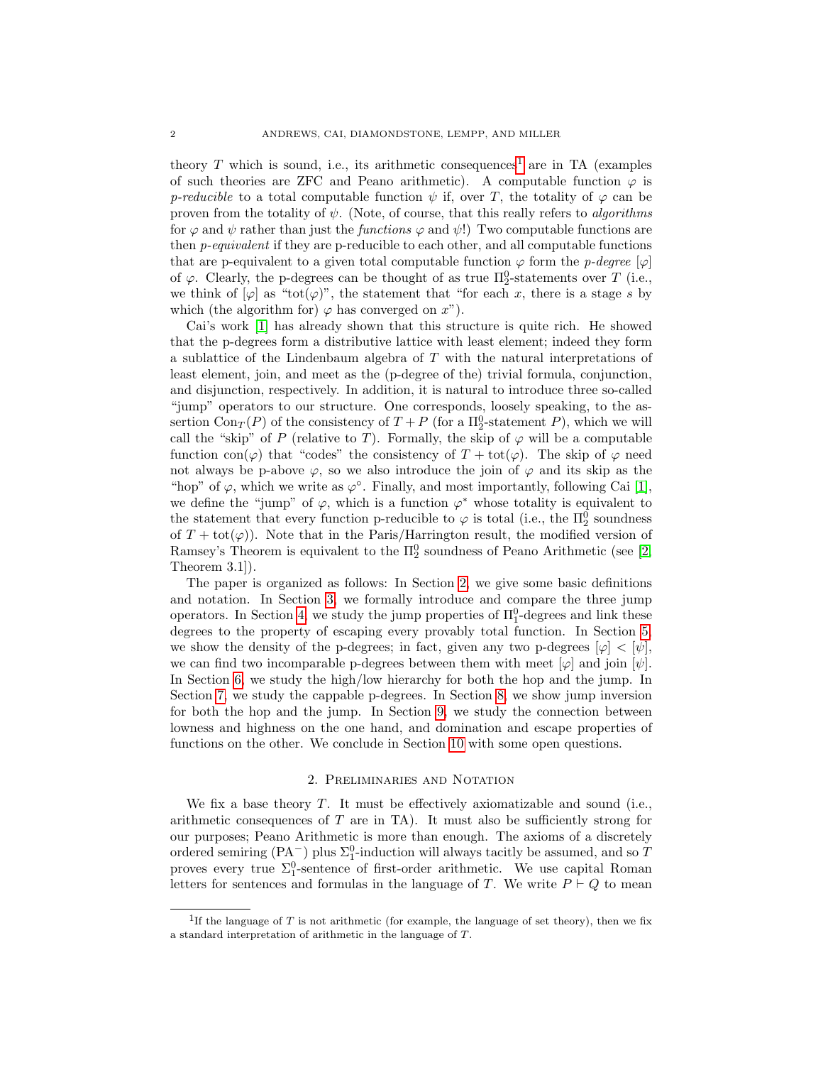theory $T$ which is sound, i.e., its arithmetic consequences[1] are in TA (examples of such theories are ZFC and Peano arithmetic). A computable function $\varphi$ is *p-reducible* to a total computable function $\psi$ if, over $T$, the totality of $\varphi$ can be proven from the totality of $\psi$. (Note, of course, that this really refers to *algorithms* for $\varphi$ and $\psi$ rather than just the *functions* $\varphi$ and $\psi$!) Two computable functions are then *p-equivalent* if they are p-reducible to each other, and all computable functions that are p-equivalent to a given total computable function $\varphi$ form the *p-degree* $[\varphi]$ of $\varphi$. Clearly, the p-degrees can be thought of as true $\Pi^0_2$-statements over $T$ (i.e., we think of $[\varphi]$ as "$\mathrm{tot}(\varphi)$", the statement that "for each $x$, there is a stage $s$ by which (the algorithm for) $\varphi$ has converged on $x$").

Cai's work [1] has already shown that this structure is quite rich. He showed that the p-degrees form a distributive lattice with least element; indeed they form a sublattice of the Lindenbaum algebra of $T$ with the natural interpretations of least element, join, and meet as the (p-degree of the) trivial formula, conjunction, and disjunction, respectively. In addition, it is natural to introduce three so-called "jump" operators to our structure. One corresponds, loosely speaking, to the assertion $\mathrm{Con}_T(P)$ of the consistency of $T + P$ (for a $\Pi^0_2$-statement $P$), which we will call the "skip" of $P$ (relative to $T$). Formally, the skip of $\varphi$ will be a computable function $\mathrm{con}(\varphi)$ that "codes" the consistency of $T + \mathrm{tot}(\varphi)$. The skip of $\varphi$ need not always be p-above $\varphi$, so we also introduce the join of $\varphi$ and its skip as the "hop" of $\varphi$, which we write as $\varphi^\circ$. Finally, and most importantly, following Cai [1], we define the "jump" of $\varphi$, which is a function $\varphi^*$ whose totality is equivalent to the statement that every function p-reducible to $\varphi$ is total (i.e., the $\Pi^0_2$ soundness of $T + \mathrm{tot}(\varphi)$). Note that in the Paris/Harrington result, the modified version of Ramsey's Theorem is equivalent to the $\Pi^0_2$ soundness of Peano Arithmetic (see [2, Theorem 3.1]).

The paper is organized as follows: In Section 2, we give some basic definitions and notation. In Section 3, we formally introduce and compare the three jump operators. In Section 4, we study the jump properties of $\Pi^0_1$-degrees and link these degrees to the property of escaping every provably total function. In Section 5, we show the density of the p-degrees; in fact, given any two p-degrees $[\varphi] < [\psi]$, we can find two incomparable p-degrees between them with meet $[\varphi]$ and join $[\psi]$. In Section 6, we study the high/low hierarchy for both the hop and the jump. In Section 7, we study the cappable p-degrees. In Section 8, we show jump inversion for both the hop and the jump. In Section 9, we study the connection between lowness and highness on the one hand, and domination and escape properties of functions on the other. We conclude in Section 10 with some open questions.

## 2. Preliminaries and Notation

We fix a base theory $T$. It must be effectively axiomatizable and sound (i.e., arithmetic consequences of $T$ are in TA). It must also be sufficiently strong for our purposes; Peano Arithmetic is more than enough. The axioms of a discretely ordered semiring ($\mathrm{PA}^-$) plus $\Sigma^0_1$-induction will always tacitly be assumed, and so $T$ proves every true $\Sigma^0_1$-sentence of first-order arithmetic. We use capital Roman letters for sentences and formulas in the language of $T$. We write $P \vdash Q$ to mean

[1] If the language of $T$ is not arithmetic (for example, the language of set theory), then we fix a standard interpretation of arithmetic in the language of $T$.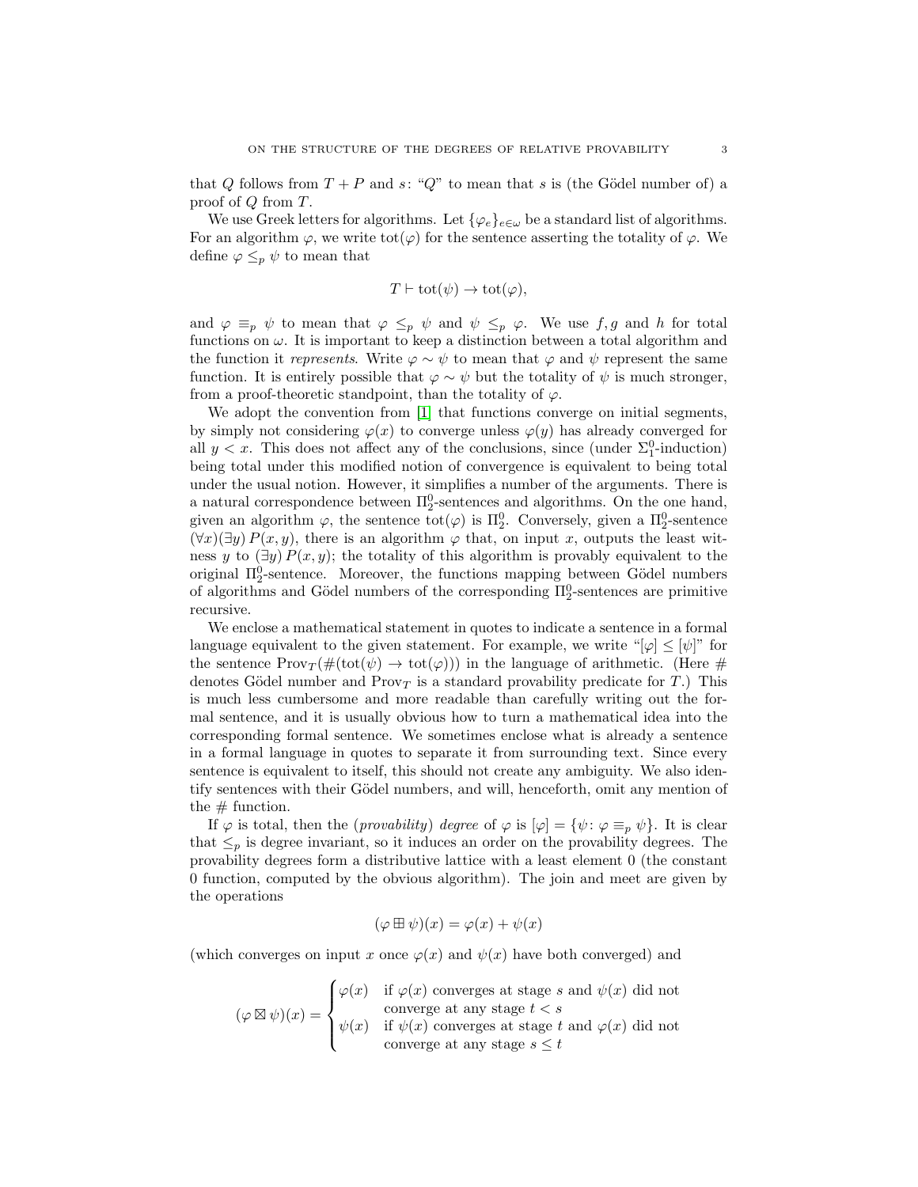that $Q$ follows from $T + P$ and $s$: "$Q$" to mean that $s$ is (the Gödel number of) a proof of $Q$ from $T$.

We use Greek letters for algorithms. Let $\{\varphi_e\}_{e\in\omega}$ be a standard list of algorithms. For an algorithm $\varphi$, we write $\operatorname{tot}(\varphi)$ for the sentence asserting the totality of $\varphi$. We define $\varphi \leq_p \psi$ to mean that

$$T \vdash \operatorname{tot}(\psi) \rightarrow \operatorname{tot}(\varphi),$$

and $\varphi \equiv_p \psi$ to mean that $\varphi \leq_p \psi$ and $\psi \leq_p \varphi$. We use $f, g$ and $h$ for total functions on $\omega$. It is important to keep a distinction between a total algorithm and the function it *represents*. Write $\varphi \sim \psi$ to mean that $\varphi$ and $\psi$ represent the same function. It is entirely possible that $\varphi \sim \psi$ but the totality of $\psi$ is much stronger, from a proof-theoretic standpoint, than the totality of $\varphi$.

We adopt the convention from [1] that functions converge on initial segments, by simply not considering $\varphi(x)$ to converge unless $\varphi(y)$ has already converged for all $y < x$. This does not affect any of the conclusions, since (under $\Sigma^0_1$-induction) being total under this modified notion of convergence is equivalent to being total under the usual notion. However, it simplifies a number of the arguments. There is a natural correspondence between $\Pi^0_2$-sentences and algorithms. On the one hand, given an algorithm $\varphi$, the sentence $\operatorname{tot}(\varphi)$ is $\Pi^0_2$. Conversely, given a $\Pi^0_2$-sentence $(\forall x)(\exists y)\, P(x, y)$, there is an algorithm $\varphi$ that, on input $x$, outputs the least witness $y$ to $(\exists y)\, P(x, y)$; the totality of this algorithm is provably equivalent to the original $\Pi^0_2$-sentence. Moreover, the functions mapping between Gödel numbers of algorithms and Gödel numbers of the corresponding $\Pi^0_2$-sentences are primitive recursive.

We enclose a mathematical statement in quotes to indicate a sentence in a formal language equivalent to the given statement. For example, we write "$[\varphi] \leq [\psi]$" for the sentence $\operatorname{Prov}_T(\#(\operatorname{tot}(\psi) \rightarrow \operatorname{tot}(\varphi)))$ in the language of arithmetic. (Here $\#$ denotes Gödel number and $\operatorname{Prov}_T$ is a standard provability predicate for $T$.) This is much less cumbersome and more readable than carefully writing out the formal sentence, and it is usually obvious how to turn a mathematical idea into the corresponding formal sentence. We sometimes enclose what is already a sentence in a formal language in quotes to separate it from surrounding text. Since every sentence is equivalent to itself, this should not create any ambiguity. We also identify sentences with their Gödel numbers, and will, henceforth, omit any mention of the $\#$ function.

If $\varphi$ is total, then the (*provability*) *degree* of $\varphi$ is $[\varphi] = \{\psi \colon \varphi \equiv_p \psi\}$. It is clear that $\leq_p$ is degree invariant, so it induces an order on the provability degrees. The provability degrees form a distributive lattice with a least element 0 (the constant 0 function, computed by the obvious algorithm). The join and meet are given by the operations

$$(\varphi \boxplus \psi)(x) = \varphi(x) + \psi(x)$$

(which converges on input $x$ once $\varphi(x)$ and $\psi(x)$ have both converged) and

$$(\varphi \boxtimes \psi)(x) = \begin{cases} \varphi(x) & \text{if } \varphi(x) \text{ converges at stage } s \text{ and } \psi(x) \text{ did not} \\ & \text{converge at any stage } t < s \\ \psi(x) & \text{if } \psi(x) \text{ converges at stage } t \text{ and } \varphi(x) \text{ did not} \\ & \text{converge at any stage } s \leq t \end{cases}$$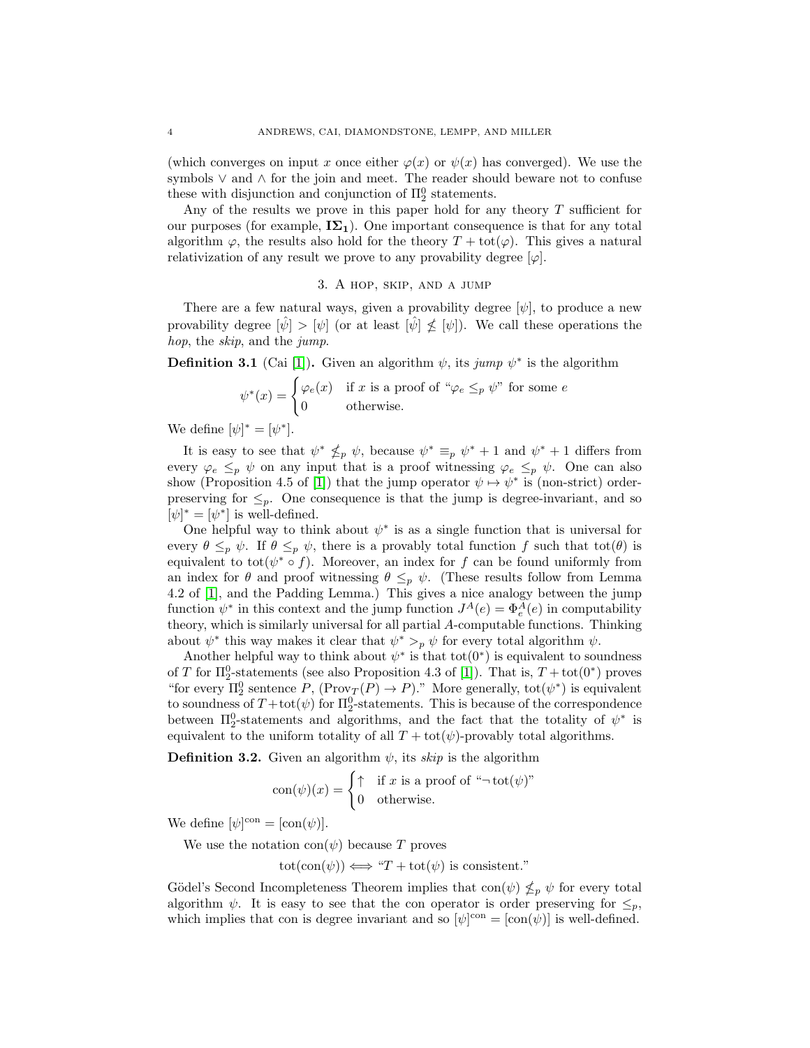(which converges on input $x$ once either $\varphi(x)$ or $\psi(x)$ has converged). We use the symbols $\vee$ and $\wedge$ for the join and meet. The reader should beware not to confuse these with disjunction and conjunction of $\Pi^0_2$ statements.

Any of the results we prove in this paper hold for any theory $T$ sufficient for our purposes (for example, $\mathbf{I\Sigma_1}$). One important consequence is that for any total algorithm $\varphi$, the results also hold for the theory $T + \mathrm{tot}(\varphi)$. This gives a natural relativization of any result we prove to any provability degree $[\varphi]$.

## 3. A hop, skip, and a jump

There are a few natural ways, given a provability degree $[\psi]$, to produce a new provability degree $[\hat{\psi}] > [\psi]$ (or at least $[\hat{\psi}] \not\leq [\psi]$). We call these operations the *hop*, the *skip*, and the *jump*.

**Definition 3.1** (Cai [1])**.** Given an algorithm $\psi$, its *jump* $\psi^*$ is the algorithm

$$\psi^*(x) = \begin{cases} \varphi_e(x) & \text{if } x \text{ is a proof of "}\varphi_e \leq_p \psi\text{" for some } e \\ 0 & \text{otherwise.} \end{cases}$$

We define $[\psi]^* = [\psi^*]$.

It is easy to see that $\psi^* \not\leq_p \psi$, because $\psi^* \equiv_p \psi^* + 1$ and $\psi^* + 1$ differs from every $\varphi_e \leq_p \psi$ on any input that is a proof witnessing $\varphi_e \leq_p \psi$. One can also show (Proposition 4.5 of [1]) that the jump operator $\psi \mapsto \psi^*$ is (non-strict) order-preserving for $\leq_p$. One consequence is that the jump is degree-invariant, and so $[\psi]^* = [\psi^*]$ is well-defined.

One helpful way to think about $\psi^*$ is as a single function that is universal for every $\theta \leq_p \psi$. If $\theta \leq_p \psi$, there is a provably total function $f$ such that $\mathrm{tot}(\theta)$ is equivalent to $\mathrm{tot}(\psi^* \circ f)$. Moreover, an index for $f$ can be found uniformly from an index for $\theta$ and proof witnessing $\theta \leq_p \psi$. (These results follow from Lemma 4.2 of [1], and the Padding Lemma.) This gives a nice analogy between the jump function $\psi^*$ in this context and the jump function $J^A(e) = \Phi^A_e(e)$ in computability theory, which is similarly universal for all partial $A$-computable functions. Thinking about $\psi^*$ this way makes it clear that $\psi^* >_p \psi$ for every total algorithm $\psi$.

Another helpful way to think about $\psi^*$ is that $\mathrm{tot}(0^*)$ is equivalent to soundness of $T$ for $\Pi^0_2$-statements (see also Proposition 4.3 of [1]). That is, $T + \mathrm{tot}(0^*)$ proves "for every $\Pi^0_2$ sentence $P$, $(\mathrm{Prov}_T(P) \to P)$." More generally, $\mathrm{tot}(\psi^*)$ is equivalent to soundness of $T + \mathrm{tot}(\psi)$ for $\Pi^0_2$-statements. This is because of the correspondence between $\Pi^0_2$-statements and algorithms, and the fact that the totality of $\psi^*$ is equivalent to the uniform totality of all $T + \mathrm{tot}(\psi)$-provably total algorithms.

**Definition 3.2.** Given an algorithm $\psi$, its *skip* is the algorithm

$$\mathrm{con}(\psi)(x) = \begin{cases} \uparrow & \text{if } x \text{ is a proof of "}\neg\, \mathrm{tot}(\psi)\text{"} \\ 0 & \text{otherwise.} \end{cases}$$

We define $[\psi]^{\mathrm{con}} = [\mathrm{con}(\psi)]$.

We use the notation $\mathrm{con}(\psi)$ because $T$ proves

$$\mathrm{tot}(\mathrm{con}(\psi)) \iff \text{"}T + \mathrm{tot}(\psi) \text{ is consistent."}$$

Gödel's Second Incompleteness Theorem implies that $\mathrm{con}(\psi) \not\leq_p \psi$ for every total algorithm $\psi$. It is easy to see that the con operator is order preserving for $\leq_p$, which implies that con is degree invariant and so $[\psi]^{\mathrm{con}} = [\mathrm{con}(\psi)]$ is well-defined.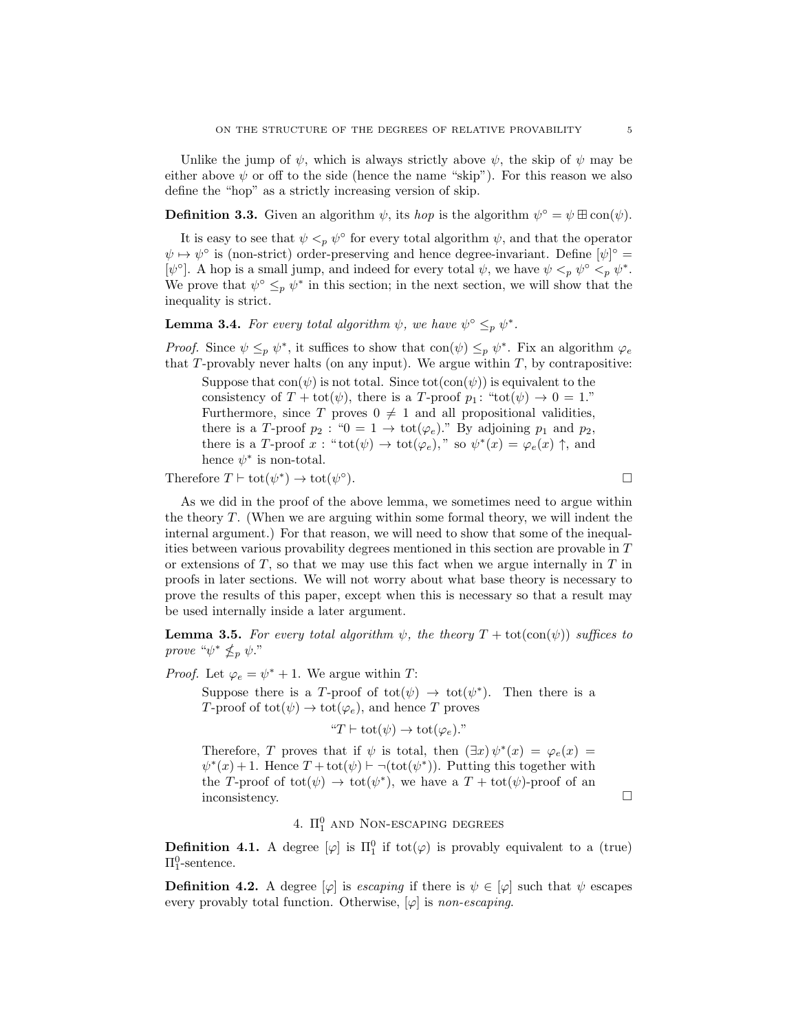Unlike the jump of $\psi$, which is always strictly above $\psi$, the skip of $\psi$ may be either above $\psi$ or off to the side (hence the name "skip"). For this reason we also define the "hop" as a strictly increasing version of skip.

**Definition 3.3.** Given an algorithm $\psi$, its *hop* is the algorithm $\psi^\circ = \psi \boxplus \operatorname{con}(\psi)$.

It is easy to see that $\psi <_p \psi^\circ$ for every total algorithm $\psi$, and that the operator $\psi \mapsto \psi^\circ$ is (non-strict) order-preserving and hence degree-invariant. Define $[\psi]^\circ = [\psi^\circ]$. A hop is a small jump, and indeed for every total $\psi$, we have $\psi <_p \psi^\circ <_p \psi^*$. We prove that $\psi^\circ \leq_p \psi^*$ in this section; in the next section, we will show that the inequality is strict.

**Lemma 3.4.** *For every total algorithm $\psi$, we have $\psi^\circ \leq_p \psi^*$.*

*Proof.* Since $\psi \leq_p \psi^*$, it suffices to show that $\operatorname{con}(\psi) \leq_p \psi^*$. Fix an algorithm $\varphi_e$ that $T$-provably never halts (on any input). We argue within $T$, by contrapositive:

> Suppose that $\operatorname{con}(\psi)$ is not total. Since $\operatorname{tot}(\operatorname{con}(\psi))$ is equivalent to the consistency of $T + \operatorname{tot}(\psi)$, there is a $T$-proof $p_1$: "$\operatorname{tot}(\psi) \to 0 = 1$." Furthermore, since $T$ proves $0 \neq 1$ and all propositional validities, there is a $T$-proof $p_2$ : "$0 = 1 \to \operatorname{tot}(\varphi_e)$." By adjoining $p_1$ and $p_2$, there is a $T$-proof $x$ : "$\operatorname{tot}(\psi) \to \operatorname{tot}(\varphi_e)$," so $\psi^*(x) = \varphi_e(x) \uparrow$, and hence $\psi^*$ is non-total.

Therefore $T \vdash \operatorname{tot}(\psi^*) \to \operatorname{tot}(\psi^\circ)$. $\square$

As we did in the proof of the above lemma, we sometimes need to argue within the theory $T$. (When we are arguing within some formal theory, we will indent the internal argument.) For that reason, we will need to show that some of the inequalities between various provability degrees mentioned in this section are provable in $T$ or extensions of $T$, so that we may use this fact when we argue internally in $T$ in proofs in later sections. We will not worry about what base theory is necessary to prove the results of this paper, except when this is necessary so that a result may be used internally inside a later argument.

**Lemma 3.5.** *For every total algorithm $\psi$, the theory $T + \operatorname{tot}(\operatorname{con}(\psi))$ suffices to prove "$\psi^* \not\leq_p \psi$."*

*Proof.* Let $\varphi_e = \psi^* + 1$. We argue within $T$:

> Suppose there is a $T$-proof of $\operatorname{tot}(\psi) \to \operatorname{tot}(\psi^*)$. Then there is a $T$-proof of $\operatorname{tot}(\psi) \to \operatorname{tot}(\varphi_e)$, and hence $T$ proves
>
> $$\text{“}T \vdash \operatorname{tot}(\psi) \to \operatorname{tot}(\varphi_e).\text{”}$$
>
> Therefore, $T$ proves that if $\psi$ is total, then $(\exists x)\, \psi^*(x) = \varphi_e(x) = \psi^*(x) + 1$. Hence $T + \operatorname{tot}(\psi) \vdash \neg(\operatorname{tot}(\psi^*))$. Putting this together with the $T$-proof of $\operatorname{tot}(\psi) \to \operatorname{tot}(\psi^*)$, we have a $T + \operatorname{tot}(\psi)$-proof of an inconsistency. $\square$

## 4. $\Pi^0_1$ and Non-escaping degrees

**Definition 4.1.** A degree $[\varphi]$ is $\Pi^0_1$ if $\operatorname{tot}(\varphi)$ is provably equivalent to a (true) $\Pi^0_1$-sentence.

**Definition 4.2.** A degree $[\varphi]$ is *escaping* if there is $\psi \in [\varphi]$ such that $\psi$ escapes every provably total function. Otherwise, $[\varphi]$ is *non-escaping*.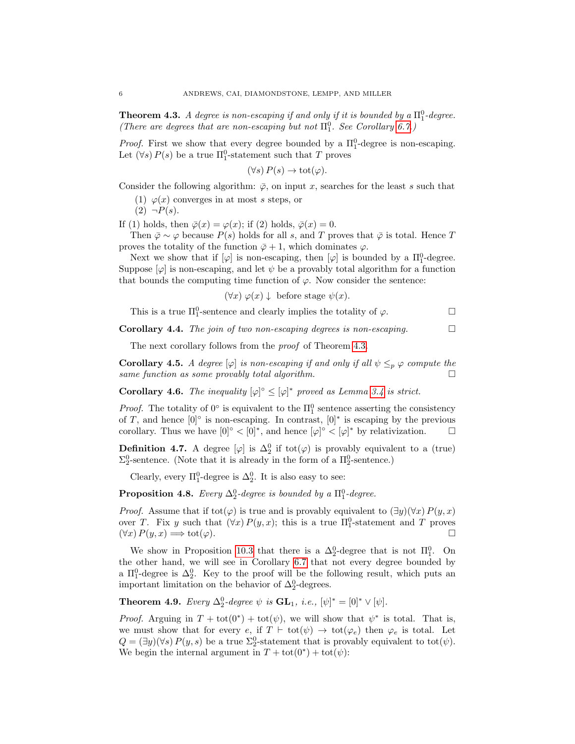**Theorem 4.3.** *A degree is non-escaping if and only if it is bounded by a $\Pi^0_1$-degree. (There are degrees that are non-escaping but not $\Pi^0_1$. See Corollary 6.7.)*

*Proof.* First we show that every degree bounded by a $\Pi^0_1$-degree is non-escaping. Let $(\forall s)\, P(s)$ be a true $\Pi^0_1$-statement such that $T$ proves

$$(\forall s)\, P(s) \to \mathrm{tot}(\varphi).$$

Consider the following algorithm: $\bar{\varphi}$, on input $x$, searches for the least $s$ such that

1. $\varphi(x)$ converges in at most $s$ steps, or
2. $\neg P(s)$.

If (1) holds, then $\bar{\varphi}(x) = \varphi(x)$; if (2) holds, $\bar{\varphi}(x) = 0$.

Then $\bar{\varphi} \sim \varphi$ because $P(s)$ holds for all $s$, and $T$ proves that $\bar{\varphi}$ is total. Hence $T$ proves the totality of the function $\bar{\varphi} + 1$, which dominates $\varphi$.

Next we show that if $[\varphi]$ is non-escaping, then $[\varphi]$ is bounded by a $\Pi^0_1$-degree. Suppose $[\varphi]$ is non-escaping, and let $\psi$ be a provably total algorithm for a function that bounds the computing time function of $\varphi$. Now consider the sentence:

$$(\forall x)\ \varphi(x)\downarrow \text{ before stage } \psi(x).$$

This is a true $\Pi^0_1$-sentence and clearly implies the totality of $\varphi$. $\square$

**Corollary 4.4.** *The join of two non-escaping degrees is non-escaping.* $\square$

The next corollary follows from the *proof* of Theorem 4.3.

**Corollary 4.5.** *A degree $[\varphi]$ is non-escaping if and only if all $\psi \leq_p \varphi$ compute the same function as some provably total algorithm.* $\square$

**Corollary 4.6.** *The inequality $[\varphi]^\circ \leq [\varphi]^*$ proved as Lemma 3.4 is strict.*

*Proof.* The totality of $0^\circ$ is equivalent to the $\Pi^0_1$ sentence asserting the consistency of $T$, and hence $[0]^\circ$ is non-escaping. In contrast, $[0]^*$ is escaping by the previous corollary. Thus we have $[0]^\circ < [0]^*$, and hence $[\varphi]^\circ < [\varphi]^*$ by relativization. $\square$

**Definition 4.7.** A degree $[\varphi]$ is $\Delta^0_2$ if $\mathrm{tot}(\varphi)$ is provably equivalent to a (true) $\Sigma^0_2$-sentence. (Note that it is already in the form of a $\Pi^0_2$-sentence.)

Clearly, every $\Pi^0_1$-degree is $\Delta^0_2$. It is also easy to see:

**Proposition 4.8.** *Every $\Delta^0_2$-degree is bounded by a $\Pi^0_1$-degree.*

*Proof.* Assume that if $\mathrm{tot}(\varphi)$ is true and is provably equivalent to $(\exists y)(\forall x)\, P(y,x)$ over $T$. Fix $y$ such that $(\forall x)\, P(y,x)$; this is a true $\Pi^0_1$-statement and $T$ proves $(\forall x)\, P(y,x) \implies \mathrm{tot}(\varphi)$. $\square$

We show in Proposition 10.3 that there is a $\Delta^0_2$-degree that is not $\Pi^0_1$. On the other hand, we will see in Corollary 6.7 that not every degree bounded by a $\Pi^0_1$-degree is $\Delta^0_2$. Key to the proof will be the following result, which puts an important limitation on the behavior of $\Delta^0_2$-degrees.

**Theorem 4.9.** *Every $\Delta^0_2$-degree $\psi$ is $\mathbf{GL}_1$, i.e., $[\psi]^* = [0]^* \vee [\psi]$.*

*Proof.* Arguing in $T + \mathrm{tot}(0^*) + \mathrm{tot}(\psi)$, we will show that $\psi^*$ is total. That is, we must show that for every $e$, if $T \vdash \mathrm{tot}(\psi) \to \mathrm{tot}(\varphi_e)$ then $\varphi_e$ is total. Let $Q = (\exists y)(\forall s)\, P(y,s)$ be a true $\Sigma^0_2$-statement that is provably equivalent to $\mathrm{tot}(\psi)$. We begin the internal argument in $T + \mathrm{tot}(0^*) + \mathrm{tot}(\psi)$: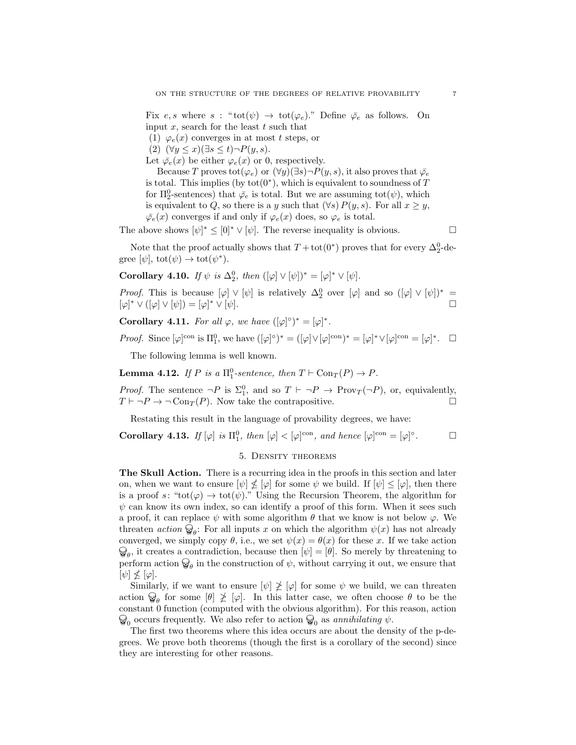Fix $e, s$ where $s$ : "$\text{tot}(\psi) \to \text{tot}(\varphi_e)$." Define $\bar{\varphi}_e$ as follows. On input $x$, search for the least $t$ such that

(1) $\varphi_e(x)$ converges in at most $t$ steps, or
(2) $(\forall y \le x)(\exists s \le t)\neg P(y, s)$.

Let $\bar{\varphi}_e(x)$ be either $\varphi_e(x)$ or 0, respectively.

Because $T$ proves $\text{tot}(\varphi_e)$ or $(\forall y)(\exists s)\neg P(y, s)$, it also proves that $\bar{\varphi}_e$ is total. This implies (by $\text{tot}(0^*)$, which is equivalent to soundness of $T$ for $\Pi^0_2$-sentences) that $\bar{\varphi}_e$ is total. But we are assuming $\text{tot}(\psi)$, which is equivalent to $Q$, so there is a $y$ such that $(\forall s)\, P(y, s)$. For all $x \ge y$, $\bar{\varphi}_e(x)$ converges if and only if $\varphi_e(x)$ does, so $\varphi_e$ is total.

The above shows $[\psi]^* \le [0]^* \vee [\psi]$. The reverse inequality is obvious. $\square$

Note that the proof actually shows that $T + \text{tot}(0^*)$ proves that for every $\Delta^0_2$-degree $[\psi]$, $\text{tot}(\psi) \to \text{tot}(\psi^*)$.

**Corollary 4.10.** *If $\psi$ is $\Delta^0_2$, then $([\varphi] \vee [\psi])^* = [\varphi]^* \vee [\psi]$.*

*Proof.* This is because $[\varphi] \vee [\psi]$ is relatively $\Delta^0_2$ over $[\varphi]$ and so $([\varphi] \vee [\psi])^* = [\varphi]^* \vee ([\varphi] \vee [\psi]) = [\varphi]^* \vee [\psi]$. $\square$

**Corollary 4.11.** *For all $\varphi$, we have $([\varphi]^\circ)^* = [\varphi]^*$.*

*Proof.* Since $[\varphi]^{\text{con}}$ is $\Pi^0_1$, we have $([\varphi]^\circ)^* = ([\varphi] \vee [\varphi]^{\text{con}})^* = [\varphi]^* \vee [\varphi]^{\text{con}} = [\varphi]^*$. $\square$

The following lemma is well known.

**Lemma 4.12.** *If $P$ is a $\Pi^0_1$-sentence, then $T \vdash \text{Con}_T(P) \to P$.*

*Proof.* The sentence $\neg P$ is $\Sigma^0_1$, and so $T \vdash \neg P \to \text{Prov}_T(\neg P)$, or, equivalently, $T \vdash \neg P \to \neg\, \text{Con}_T(P)$. Now take the contrapositive. $\square$

Restating this result in the language of provability degrees, we have:

**Corollary 4.13.** *If $[\varphi]$ is $\Pi^0_1$, then $[\varphi] < [\varphi]^{\text{con}}$, and hence $[\varphi]^{\text{con}} = [\varphi]^\circ$.* $\square$

## 5. Density theorems

**The Skull Action.** There is a recurring idea in the proofs in this section and later on, when we want to ensure $[\psi] \not\le [\varphi]$ for some $\psi$ we build. If $[\psi] \le [\varphi]$, then there is a proof $s$: "$\text{tot}(\varphi) \to \text{tot}(\psi)$." Using the Recursion Theorem, the algorithm for $\psi$ can know its own index, so can identify a proof of this form. When it sees such a proof, it can replace $\psi$ with some algorithm $\theta$ that we know is not below $\varphi$. We threaten *action* ☠$_\theta$: For all inputs $x$ on which the algorithm $\psi(x)$ has not already converged, we simply copy $\theta$, i.e., we set $\psi(x) = \theta(x)$ for these $x$. If we take action ☠$_\theta$, it creates a contradiction, because then $[\psi] = [\theta]$. So merely by threatening to perform action ☠$_\theta$ in the construction of $\psi$, without carrying it out, we ensure that $[\psi] \not\le [\varphi]$.

Similarly, if we want to ensure $[\psi] \not\ge [\varphi]$ for some $\psi$ we build, we can threaten action ☠$_\theta$ for some $[\theta] \not\ge [\varphi]$. In this latter case, we often choose $\theta$ to be the constant 0 function (computed with the obvious algorithm). For this reason, action ☠$_0$ occurs frequently. We also refer to action ☠$_0$ as *annihilating* $\psi$.

The first two theorems where this idea occurs are about the density of the p-degrees. We prove both theorems (though the first is a corollary of the second) since they are interesting for other reasons.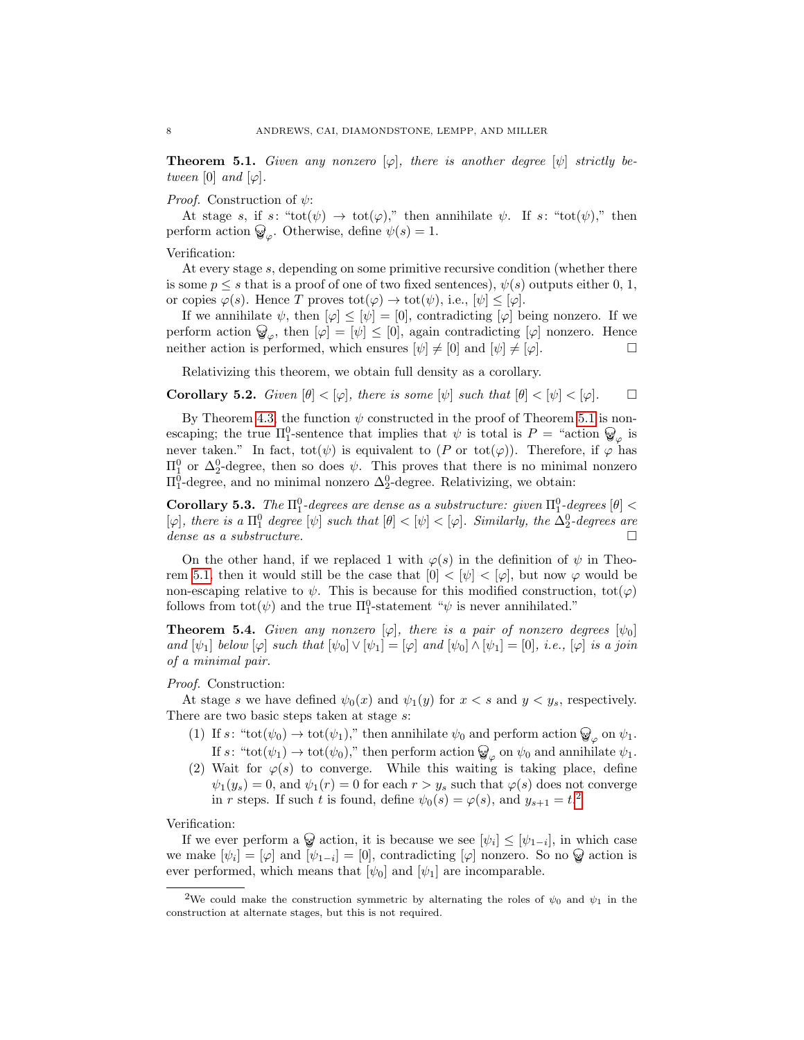**Theorem 5.1.** *Given any nonzero $[\varphi]$, there is another degree $[\psi]$ strictly between $[0]$ and $[\varphi]$.*

*Proof.* Construction of $\psi$:

At stage $s$, if $s$: "$\mathrm{tot}(\psi) \to \mathrm{tot}(\varphi)$," then annihilate $\psi$. If $s$: "$\mathrm{tot}(\psi)$," then perform action ☠$_\varphi$. Otherwise, define $\psi(s) = 1$.

Verification:

At every stage $s$, depending on some primitive recursive condition (whether there is some $p \leq s$ that is a proof of one of two fixed sentences), $\psi(s)$ outputs either 0, 1, or copies $\varphi(s)$. Hence $T$ proves $\mathrm{tot}(\varphi) \to \mathrm{tot}(\psi)$, i.e., $[\psi] \leq [\varphi]$.

If we annihilate $\psi$, then $[\varphi] \leq [\psi] = [0]$, contradicting $[\varphi]$ being nonzero. If we perform action ☠$_\varphi$, then $[\varphi] = [\psi] \leq [0]$, again contradicting $[\varphi]$ nonzero. Hence neither action is performed, which ensures $[\psi] \neq [0]$ and $[\psi] \neq [\varphi]$. $\square$

Relativizing this theorem, we obtain full density as a corollary.

**Corollary 5.2.** *Given $[\theta] < [\varphi]$, there is some $[\psi]$ such that $[\theta] < [\psi] < [\varphi]$.* $\square$

By Theorem 4.3, the function $\psi$ constructed in the proof of Theorem 5.1 is non-escaping; the true $\Pi^0_1$-sentence that implies that $\psi$ is total is $P =$ "action ☠$_\varphi$ is never taken." In fact, $\mathrm{tot}(\psi)$ is equivalent to ($P$ or $\mathrm{tot}(\varphi)$). Therefore, if $\varphi$ has $\Pi^0_1$ or $\Delta^0_2$-degree, then so does $\psi$. This proves that there is no minimal nonzero $\Pi^0_1$-degree, and no minimal nonzero $\Delta^0_2$-degree. Relativizing, we obtain:

**Corollary 5.3.** *The $\Pi^0_1$-degrees are dense as a substructure: given $\Pi^0_1$-degrees $[\theta] < [\varphi]$, there is a $\Pi^0_1$ degree $[\psi]$ such that $[\theta] < [\psi] < [\varphi]$. Similarly, the $\Delta^0_2$-degrees are dense as a substructure.* $\square$

On the other hand, if we replaced 1 with $\varphi(s)$ in the definition of $\psi$ in Theorem 5.1, then it would still be the case that $[0] < [\psi] < [\varphi]$, but now $\varphi$ would be non-escaping relative to $\psi$. This is because for this modified construction, $\mathrm{tot}(\varphi)$ follows from $\mathrm{tot}(\psi)$ and the true $\Pi^0_1$-statement "$\psi$ is never annihilated."

**Theorem 5.4.** *Given any nonzero $[\varphi]$, there is a pair of nonzero degrees $[\psi_0]$ and $[\psi_1]$ below $[\varphi]$ such that $[\psi_0] \vee [\psi_1] = [\varphi]$ and $[\psi_0] \wedge [\psi_1] = [0]$, i.e., $[\varphi]$ is a join of a minimal pair.*

*Proof.* Construction:

At stage $s$ we have defined $\psi_0(x)$ and $\psi_1(y)$ for $x < s$ and $y < y_s$, respectively. There are two basic steps taken at stage $s$:

1. If $s$: "$\mathrm{tot}(\psi_0) \to \mathrm{tot}(\psi_1)$," then annihilate $\psi_0$ and perform action ☠$_\varphi$ on $\psi_1$. If $s$: "$\mathrm{tot}(\psi_1) \to \mathrm{tot}(\psi_0)$," then perform action ☠$_\varphi$ on $\psi_0$ and annihilate $\psi_1$.
2. Wait for $\varphi(s)$ to converge. While this waiting is taking place, define $\psi_1(y_s) = 0$, and $\psi_1(r) = 0$ for each $r > y_s$ such that $\varphi(s)$ does not converge in $r$ steps. If such $t$ is found, define $\psi_0(s) = \varphi(s)$, and $y_{s+1} = t$.[2]

Verification:

If we ever perform a ☠ action, it is because we see $[\psi_i] \leq [\psi_{1-i}]$, in which case we make $[\psi_i] = [\varphi]$ and $[\psi_{1-i}] = [0]$, contradicting $[\varphi]$ nonzero. So no ☠ action is ever performed, which means that $[\psi_0]$ and $[\psi_1]$ are incomparable.

[2] We could make the construction symmetric by alternating the roles of $\psi_0$ and $\psi_1$ in the construction at alternate stages, but this is not required.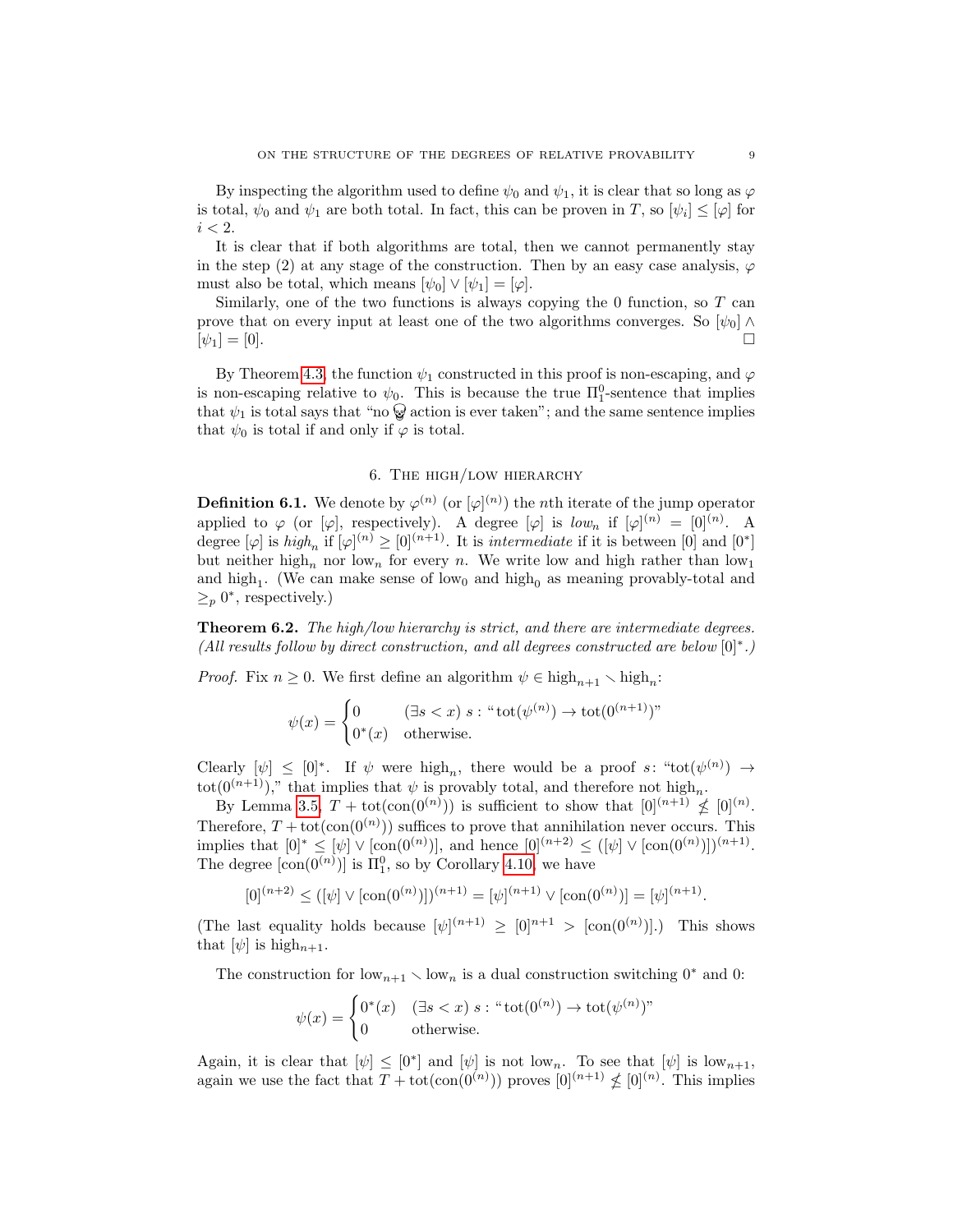By inspecting the algorithm used to define $\psi_0$ and $\psi_1$, it is clear that so long as $\varphi$ is total, $\psi_0$ and $\psi_1$ are both total. In fact, this can be proven in $T$, so $[\psi_i] \leq [\varphi]$ for $i < 2$.

It is clear that if both algorithms are total, then we cannot permanently stay in the step (2) at any stage of the construction. Then by an easy case analysis, $\varphi$ must also be total, which means $[\psi_0] \vee [\psi_1] = [\varphi]$.

Similarly, one of the two functions is always copying the 0 function, so $T$ can prove that on every input at least one of the two algorithms converges. So $[\psi_0] \wedge [\psi_1] = [0]$. $\square$

By Theorem 4.3, the function $\psi_1$ constructed in this proof is non-escaping, and $\varphi$ is non-escaping relative to $\psi_0$. This is because the true $\Pi^0_1$-sentence that implies that $\psi_1$ is total says that "no ☠ action is ever taken"; and the same sentence implies that $\psi_0$ is total if and only if $\varphi$ is total.

## 6. The high/low hierarchy

**Definition 6.1.** We denote by $\varphi^{(n)}$ (or $[\varphi]^{(n)}$) the $n$th iterate of the jump operator applied to $\varphi$ (or $[\varphi]$, respectively). A degree $[\varphi]$ is *low$_n$* if $[\varphi]^{(n)} = [0]^{(n)}$. A degree $[\varphi]$ is *high$_n$* if $[\varphi]^{(n)} \geq [0]^{(n+1)}$. It is *intermediate* if it is between $[0]$ and $[0^*]$ but neither high$_n$ nor low$_n$ for every $n$. We write low and high rather than low$_1$ and high$_1$. (We can make sense of low$_0$ and high$_0$ as meaning provably-total and $\geq_p 0^*$, respectively.)

**Theorem 6.2.** *The high/low hierarchy is strict, and there are intermediate degrees. (All results follow by direct construction, and all degrees constructed are below $[0]^*$.)*

*Proof.* Fix $n \geq 0$. We first define an algorithm $\psi \in \text{high}_{n+1} \setminus \text{high}_n$:

$$\psi(x) = \begin{cases} 0 & (\exists s < x)\ s : \text{“}\operatorname{tot}(\psi^{(n)}) \to \operatorname{tot}(0^{(n+1)})\text{”} \\ 0^*(x) & \text{otherwise.} \end{cases}$$

Clearly $[\psi] \leq [0]^*$. If $\psi$ were high$_n$, there would be a proof $s$: "$\operatorname{tot}(\psi^{(n)}) \to \operatorname{tot}(0^{(n+1)})$," that implies that $\psi$ is provably total, and therefore not high$_n$.

By Lemma 3.5, $T + \operatorname{tot}(\operatorname{con}(0^{(n)}))$ is sufficient to show that $[0]^{(n+1)} \not\leq [0]^{(n)}$. Therefore, $T + \operatorname{tot}(\operatorname{con}(0^{(n)}))$ suffices to prove that annihilation never occurs. This implies that $[0]^* \leq [\psi] \vee [\operatorname{con}(0^{(n)})]$, and hence $[0]^{(n+2)} \leq ([\psi] \vee [\operatorname{con}(0^{(n)})])^{(n+1)}$. The degree $[\operatorname{con}(0^{(n)})]$ is $\Pi^0_1$, so by Corollary 4.10, we have

$$[0]^{(n+2)} \leq ([\psi] \vee [\operatorname{con}(0^{(n)})])^{(n+1)} = [\psi]^{(n+1)} \vee [\operatorname{con}(0^{(n)})] = [\psi]^{(n+1)}.$$

(The last equality holds because $[\psi]^{(n+1)} \geq [0]^{n+1} > [\operatorname{con}(0^{(n)})]$.) This shows that $[\psi]$ is high$_{n+1}$.

The construction for $\text{low}_{n+1} \setminus \text{low}_n$ is a dual construction switching $0^*$ and 0:

$$\psi(x) = \begin{cases} 0^*(x) & (\exists s < x)\ s : \text{“}\operatorname{tot}(0^{(n)}) \to \operatorname{tot}(\psi^{(n)})\text{”} \\ 0 & \text{otherwise.} \end{cases}$$

Again, it is clear that $[\psi] \leq [0^*]$ and $[\psi]$ is not low$_n$. To see that $[\psi]$ is low$_{n+1}$, again we use the fact that $T + \operatorname{tot}(\operatorname{con}(0^{(n)}))$ proves $[0]^{(n+1)} \not\leq [0]^{(n)}$. This implies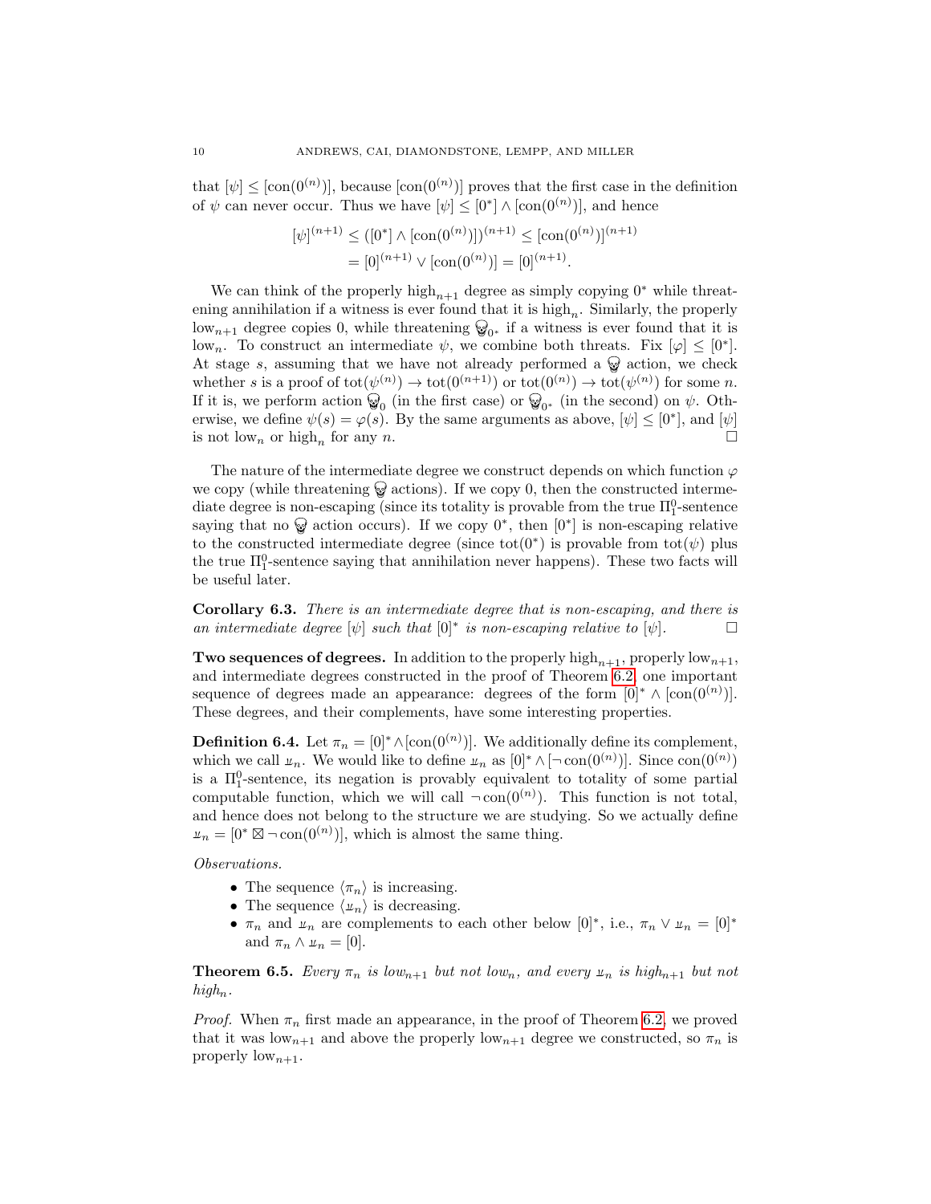that $[\psi] \leq [\mathrm{con}(0^{(n)})]$, because $[\mathrm{con}(0^{(n)})]$ proves that the first case in the definition of $\psi$ can never occur. Thus we have $[\psi] \leq [0^*] \wedge [\mathrm{con}(0^{(n)})]$, and hence

$$
\begin{aligned}
[\psi]^{(n+1)} &\leq ([0^*] \wedge [\mathrm{con}(0^{(n)})])^{(n+1)} \leq [\mathrm{con}(0^{(n)})]^{(n+1)} \\
&= [0]^{(n+1)} \vee [\mathrm{con}(0^{(n)})] = [0]^{(n+1)}.
\end{aligned}
$$

We can think of the properly $\mathrm{high}_{n+1}$ degree as simply copying $0^*$ while threatening annihilation if a witness is ever found that it is $\mathrm{high}_n$. Similarly, the properly $\mathrm{low}_{n+1}$ degree copies 0, while threatening ☠$_{0^*}$ if a witness is ever found that it is $\mathrm{low}_n$. To construct an intermediate $\psi$, we combine both threats. Fix $[\varphi] \leq [0^*]$. At stage $s$, assuming that we have not already performed a ☠ action, we check whether $s$ is a proof of $\mathrm{tot}(\psi^{(n)}) \to \mathrm{tot}(0^{(n+1)})$ or $\mathrm{tot}(0^{(n)}) \to \mathrm{tot}(\psi^{(n)})$ for some $n$. If it is, we perform action ☠$_0$ (in the first case) or ☠$_{0^*}$ (in the second) on $\psi$. Otherwise, we define $\psi(s) = \varphi(s)$. By the same arguments as above, $[\psi] \leq [0^*]$, and $[\psi]$ is not $\mathrm{low}_n$ or $\mathrm{high}_n$ for any $n$. □

The nature of the intermediate degree we construct depends on which function $\varphi$ we copy (while threatening ☠ actions). If we copy 0, then the constructed intermediate degree is non-escaping (since its totality is provable from the true $\Pi^0_1$-sentence saying that no ☠ action occurs). If we copy $0^*$, then $[0^*]$ is non-escaping relative to the constructed intermediate degree (since $\mathrm{tot}(0^*)$ is provable from $\mathrm{tot}(\psi)$ plus the true $\Pi^0_1$-sentence saying that annihilation never happens). These two facts will be useful later.

**Corollary 6.3.** *There is an intermediate degree that is non-escaping, and there is an intermediate degree $[\psi]$ such that $[0]^*$ is non-escaping relative to $[\psi]$.* □

**Two sequences of degrees.** In addition to the properly $\mathrm{high}_{n+1}$, properly $\mathrm{low}_{n+1}$, and intermediate degrees constructed in the proof of Theorem 6.2, one important sequence of degrees made an appearance: degrees of the form $[0]^* \wedge [\mathrm{con}(0^{(n)})]$. These degrees, and their complements, have some interesting properties.

**Definition 6.4.** Let $\pi_n = [0]^* \wedge [\mathrm{con}(0^{(n)})]$. We additionally define its complement, which we call $\amalg_n$. We would like to define $\amalg_n$ as $[0]^* \wedge [\neg\,\mathrm{con}(0^{(n)})]$. Since $\mathrm{con}(0^{(n)})$ is a $\Pi^0_1$-sentence, its negation is provably equivalent to totality of some partial computable function, which we will call $\neg\,\mathrm{con}(0^{(n)})$. This function is not total, and hence does not belong to the structure we are studying. So we actually define $\amalg_n = [0^* \boxtimes \neg\,\mathrm{con}(0^{(n)})]$, which is almost the same thing.

*Observations.*

- The sequence $\langle \pi_n \rangle$ is increasing.
- The sequence $\langle \amalg_n \rangle$ is decreasing.
- $\pi_n$ and $\amalg_n$ are complements to each other below $[0]^*$, i.e., $\pi_n \vee \amalg_n = [0]^*$ and $\pi_n \wedge \amalg_n = [0]$.

**Theorem 6.5.** *Every $\pi_n$ is $\mathrm{low}_{n+1}$ but not $\mathrm{low}_n$, and every $\amalg_n$ is $\mathrm{high}_{n+1}$ but not $\mathrm{high}_n$.*

*Proof.* When $\pi_n$ first made an appearance, in the proof of Theorem 6.2, we proved that it was $\mathrm{low}_{n+1}$ and above the properly $\mathrm{low}_{n+1}$ degree we constructed, so $\pi_n$ is properly $\mathrm{low}_{n+1}$.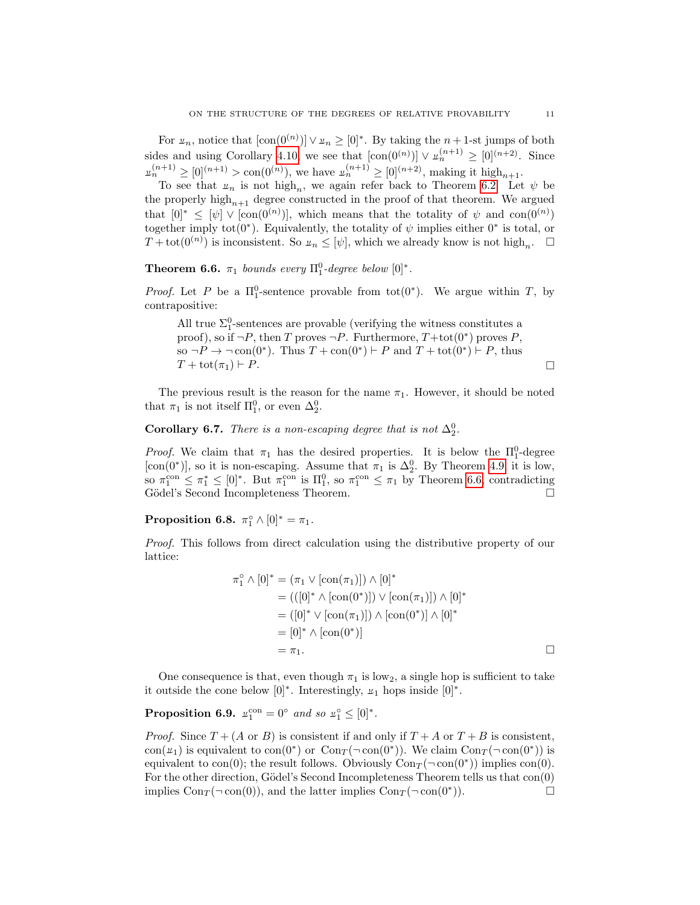For $\text{ш}_n$, notice that $[\text{con}(0^{(n)})] \vee \text{ш}_n \geq [0]^*$. By taking the $n+1$-st jumps of both sides and using Corollary 4.10, we see that $[\text{con}(0^{(n)})] \vee \text{ш}_n^{(n+1)} \geq [0]^{(n+2)}$. Since $\text{ш}_n^{(n+1)} \geq [0]^{(n+1)} > \text{con}(0^{(n)})$, we have $\text{ш}_n^{(n+1)} \geq [0]^{(n+2)}$, making it $\text{high}_{n+1}$.

To see that $\text{ш}_n$ is not $\text{high}_n$, we again refer back to Theorem 6.2. Let $\psi$ be the properly $\text{high}_{n+1}$ degree constructed in the proof of that theorem. We argued that $[0]^* \leq [\psi] \vee [\text{con}(0^{(n)})]$, which means that the totality of $\psi$ and $\text{con}(0^{(n)})$ together imply $\text{tot}(0^*)$. Equivalently, the totality of $\psi$ implies either $0^*$ is total, or $T + \text{tot}(0^{(n)})$ is inconsistent. So $\text{ш}_n \leq [\psi]$, which we already know is not $\text{high}_n$. $\square$

**Theorem 6.6.** *$\pi_1$ bounds every $\Pi^0_1$-degree below $[0]^*$.*

*Proof.* Let $P$ be a $\Pi^0_1$-sentence provable from $\text{tot}(0^*)$. We argue within $T$, by contrapositive:

> All true $\Sigma^0_1$-sentences are provable (verifying the witness constitutes a proof), so if $\neg P$, then $T$ proves $\neg P$. Furthermore, $T+\text{tot}(0^*)$ proves $P$, so $\neg P \to \neg\,\text{con}(0^*)$. Thus $T + \text{con}(0^*) \vdash P$ and $T + \text{tot}(0^*) \vdash P$, thus $T + \text{tot}(\pi_1) \vdash P$. $\square$

The previous result is the reason for the name $\pi_1$. However, it should be noted that $\pi_1$ is not itself $\Pi^0_1$, or even $\Delta^0_2$.

**Corollary 6.7.** *There is a non-escaping degree that is not $\Delta^0_2$.*

*Proof.* We claim that $\pi_1$ has the desired properties. It is below the $\Pi^0_1$-degree $[\text{con}(0^*)]$, so it is non-escaping. Assume that $\pi_1$ is $\Delta^0_2$. By Theorem 4.9, it is low, so $\pi_1^{\text{con}} \leq \pi_1^* \leq [0]^*$. But $\pi_1^{\text{con}}$ is $\Pi^0_1$, so $\pi_1^{\text{con}} \leq \pi_1$ by Theorem 6.6, contradicting Gödel's Second Incompleteness Theorem. $\square$

**Proposition 6.8.** *$\pi_1^\circ \wedge [0]^* = \pi_1$.*

*Proof.* This follows from direct calculation using the distributive property of our lattice:

$$
\begin{aligned}
\pi_1^\circ \wedge [0]^* &= (\pi_1 \vee [\text{con}(\pi_1)]) \wedge [0]^* \\
&= (([0]^* \wedge [\text{con}(0^*)]) \vee [\text{con}(\pi_1)]) \wedge [0]^* \\
&= ([0]^* \vee [\text{con}(\pi_1)]) \wedge [\text{con}(0^*)] \wedge [0]^* \\
&= [0]^* \wedge [\text{con}(0^*)] \\
&= \pi_1.
\end{aligned}
$$

$\square$

One consequence is that, even though $\pi_1$ is $\text{low}_2$, a single hop is sufficient to take it outside the cone below $[0]^*$. Interestingly, $\text{ш}_1$ hops inside $[0]^*$.

**Proposition 6.9.** *$\text{ш}_1^{\text{con}} = 0^\circ$ and so $\text{ш}_1^\circ \leq [0]^*$.*

*Proof.* Since $T + (A \text{ or } B)$ is consistent if and only if $T + A$ or $T + B$ is consistent, $\text{con}(\text{ш}_1)$ is equivalent to $\text{con}(0^*)$ or $\text{Con}_T(\neg\,\text{con}(0^*))$. We claim $\text{Con}_T(\neg\,\text{con}(0^*))$ is equivalent to $\text{con}(0)$; the result follows. Obviously $\text{Con}_T(\neg\,\text{con}(0^*))$ implies $\text{con}(0)$. For the other direction, Gödel's Second Incompleteness Theorem tells us that $\text{con}(0)$ implies $\text{Con}_T(\neg\,\text{con}(0))$, and the latter implies $\text{Con}_T(\neg\,\text{con}(0^*))$. $\square$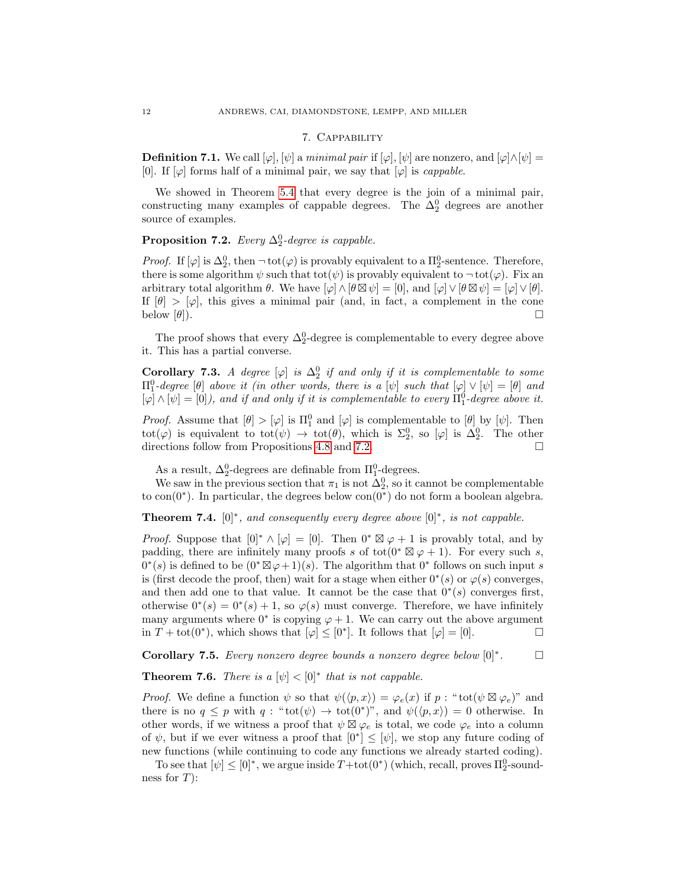## 7. Cappability

**Definition 7.1.** We call $[\varphi], [\psi]$ a *minimal pair* if $[\varphi], [\psi]$ are nonzero, and $[\varphi] \wedge [\psi] = [0]$. If $[\varphi]$ forms half of a minimal pair, we say that $[\varphi]$ is *cappable*.

We showed in Theorem 5.4 that every degree is the join of a minimal pair, constructing many examples of cappable degrees. The $\Delta^0_2$ degrees are another source of examples.

**Proposition 7.2.** *Every $\Delta^0_2$-degree is cappable.*

*Proof.* If $[\varphi]$ is $\Delta^0_2$, then $\neg\operatorname{tot}(\varphi)$ is provably equivalent to a $\Pi^0_2$-sentence. Therefore, there is some algorithm $\psi$ such that $\operatorname{tot}(\psi)$ is provably equivalent to $\neg\operatorname{tot}(\varphi)$. Fix an arbitrary total algorithm $\theta$. We have $[\varphi] \wedge [\theta \boxtimes \psi] = [0]$, and $[\varphi] \vee [\theta \boxtimes \psi] = [\varphi] \vee [\theta]$. If $[\theta] > [\varphi]$, this gives a minimal pair (and, in fact, a complement in the cone below $[\theta]$). $\square$

The proof shows that every $\Delta^0_2$-degree is complementable to every degree above it. This has a partial converse.

**Corollary 7.3.** *A degree $[\varphi]$ is $\Delta^0_2$ if and only if it is complementable to some $\Pi^0_1$-degree $[\theta]$ above it (in other words, there is a $[\psi]$ such that $[\varphi] \vee [\psi] = [\theta]$ and $[\varphi] \wedge [\psi] = [0]$), and if and only if it is complementable to every $\Pi^0_1$-degree above it.*

*Proof.* Assume that $[\theta] > [\varphi]$ is $\Pi^0_1$ and $[\varphi]$ is complementable to $[\theta]$ by $[\psi]$. Then $\operatorname{tot}(\varphi)$ is equivalent to $\operatorname{tot}(\psi) \to \operatorname{tot}(\theta)$, which is $\Sigma^0_2$, so $[\varphi]$ is $\Delta^0_2$. The other directions follow from Propositions 4.8 and 7.2. $\square$

As a result, $\Delta^0_2$-degrees are definable from $\Pi^0_1$-degrees.

We saw in the previous section that $\pi_1$ is not $\Delta^0_2$, so it cannot be complementable to $\operatorname{con}(0^*)$. In particular, the degrees below $\operatorname{con}(0^*)$ do not form a boolean algebra.

**Theorem 7.4.** *$[0]^*$, and consequently every degree above $[0]^*$, is not cappable.*

*Proof.* Suppose that $[0]^* \wedge [\varphi] = [0]$. Then $0^* \boxtimes \varphi + 1$ is provably total, and by padding, there are infinitely many proofs $s$ of $\operatorname{tot}(0^* \boxtimes \varphi + 1)$. For every such $s$, $0^*(s)$ is defined to be $(0^* \boxtimes \varphi + 1)(s)$. The algorithm that $0^*$ follows on such input $s$ is (first decode the proof, then) wait for a stage when either $0^*(s)$ or $\varphi(s)$ converges, and then add one to that value. It cannot be the case that $0^*(s)$ converges first, otherwise $0^*(s) = 0^*(s) + 1$, so $\varphi(s)$ must converge. Therefore, we have infinitely many arguments where $0^*$ is copying $\varphi + 1$. We can carry out the above argument in $T + \operatorname{tot}(0^*)$, which shows that $[\varphi] \leq [0^*]$. It follows that $[\varphi] = [0]$. $\square$

**Corollary 7.5.** *Every nonzero degree bounds a nonzero degree below $[0]^*$.* $\square$

**Theorem 7.6.** *There is a $[\psi] < [0]^*$ that is not cappable.*

*Proof.* We define a function $\psi$ so that $\psi(\langle p, x\rangle) = \varphi_e(x)$ if $p$ : "$\operatorname{tot}(\psi \boxtimes \varphi_e)$" and there is no $q \leq p$ with $q$ : "$\operatorname{tot}(\psi) \to \operatorname{tot}(0^*)$", and $\psi(\langle p, x\rangle) = 0$ otherwise. In other words, if we witness a proof that $\psi \boxtimes \varphi_e$ is total, we code $\varphi_e$ into a column of $\psi$, but if we ever witness a proof that $[0^*] \leq [\psi]$, we stop any future coding of new functions (while continuing to code any functions we already started coding).

To see that $[\psi] \leq [0]^*$, we argue inside $T + \operatorname{tot}(0^*)$ (which, recall, proves $\Pi^0_2$-soundness for $T$):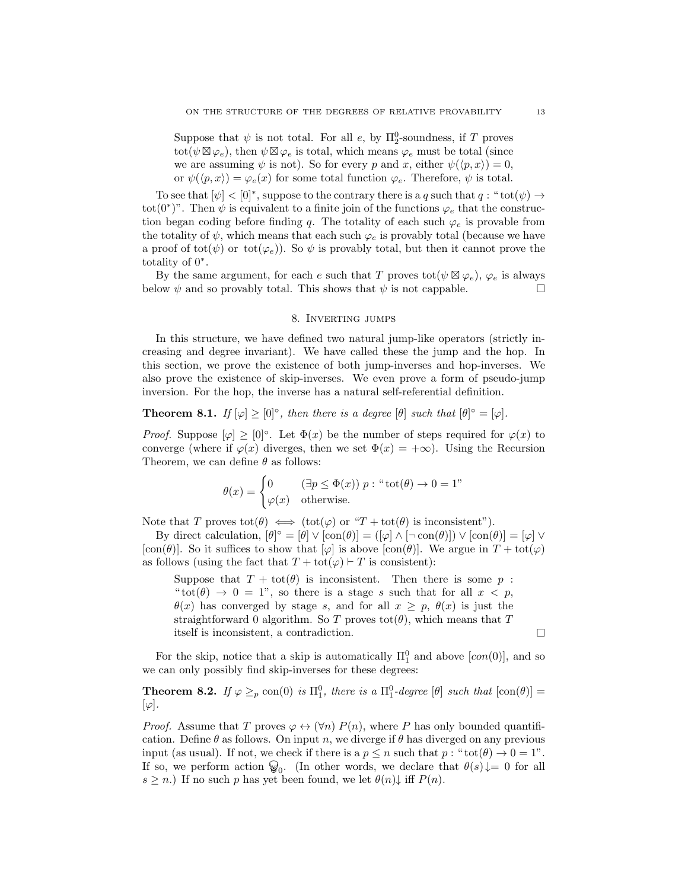Suppose that $\psi$ is not total. For all $e$, by $\Pi^0_2$-soundness, if $T$ proves $\mathrm{tot}(\psi \boxtimes \varphi_e)$, then $\psi \boxtimes \varphi_e$ is total, which means $\varphi_e$ must be total (since we are assuming $\psi$ is not). So for every $p$ and $x$, either $\psi(\langle p, x\rangle) = 0$, or $\psi(\langle p, x\rangle) = \varphi_e(x)$ for some total function $\varphi_e$. Therefore, $\psi$ is total.

To see that $[\psi] < [0]^*$, suppose to the contrary there is a $q$ such that $q$ : "$\mathrm{tot}(\psi) \to \mathrm{tot}(0^*)$". Then $\psi$ is equivalent to a finite join of the functions $\varphi_e$ that the construction began coding before finding $q$. The totality of each such $\varphi_e$ is provable from the totality of $\psi$, which means that each such $\varphi_e$ is provably total (because we have a proof of $\mathrm{tot}(\psi)$ or $\mathrm{tot}(\varphi_e)$). So $\psi$ is provably total, but then it cannot prove the totality of $0^*$.

By the same argument, for each $e$ such that $T$ proves $\mathrm{tot}(\psi \boxtimes \varphi_e)$, $\varphi_e$ is always below $\psi$ and so provably total. This shows that $\psi$ is not cappable. □

## 8. Inverting jumps

In this structure, we have defined two natural jump-like operators (strictly increasing and degree invariant). We have called these the jump and the hop. In this section, we prove the existence of both jump-inverses and hop-inverses. We also prove the existence of skip-inverses. We even prove a form of pseudo-jump inversion. For the hop, the inverse has a natural self-referential definition.

**Theorem 8.1.** *If $[\varphi] \geq [0]^\circ$, then there is a degree $[\theta]$ such that $[\theta]^\circ = [\varphi]$.*

*Proof.* Suppose $[\varphi] \geq [0]^\circ$. Let $\Phi(x)$ be the number of steps required for $\varphi(x)$ to converge (where if $\varphi(x)$ diverges, then we set $\Phi(x) = +\infty$). Using the Recursion Theorem, we can define $\theta$ as follows:

$$\theta(x) = \begin{cases} 0 & (\exists p \leq \Phi(x))\; p : \text{“}\mathrm{tot}(\theta) \to 0 = 1\text{”} \\ \varphi(x) & \text{otherwise.} \end{cases}$$

Note that $T$ proves $\mathrm{tot}(\theta) \iff (\mathrm{tot}(\varphi)$ or "$T + \mathrm{tot}(\theta)$ is inconsistent").

By direct calculation, $[\theta]^\circ = [\theta] \vee [\mathrm{con}(\theta)] = ([\varphi] \wedge [\neg\,\mathrm{con}(\theta)]) \vee [\mathrm{con}(\theta)] = [\varphi] \vee [\mathrm{con}(\theta)]$. So it suffices to show that $[\varphi]$ is above $[\mathrm{con}(\theta)]$. We argue in $T + \mathrm{tot}(\varphi)$ as follows (using the fact that $T + \mathrm{tot}(\varphi) \vdash T$ is consistent):

> Suppose that $T + \mathrm{tot}(\theta)$ is inconsistent. Then there is some $p$ : "$\mathrm{tot}(\theta) \to 0 = 1$", so there is a stage $s$ such that for all $x < p$, $\theta(x)$ has converged by stage $s$, and for all $x \geq p$, $\theta(x)$ is just the straightforward 0 algorithm. So $T$ proves $\mathrm{tot}(\theta)$, which means that $T$ itself is inconsistent, a contradiction. □

For the skip, notice that a skip is automatically $\Pi^0_1$ and above $[con(0)]$, and so we can only possibly find skip-inverses for these degrees:

**Theorem 8.2.** *If $\varphi \geq_p \mathrm{con}(0)$ is $\Pi^0_1$, there is a $\Pi^0_1$-degree $[\theta]$ such that $[\mathrm{con}(\theta)] = [\varphi]$.*

*Proof.* Assume that $T$ proves $\varphi \leftrightarrow (\forall n)\; P(n)$, where $P$ has only bounded quantification. Define $\theta$ as follows. On input $n$, we diverge if $\theta$ has diverged on any previous input (as usual). If not, we check if there is a $p \leq n$ such that $p$ : "$\mathrm{tot}(\theta) \to 0 = 1$". If so, we perform action ☠$_0$. (In other words, we declare that $\theta(s)\!\downarrow = 0$ for all $s \geq n$.) If no such $p$ has yet been found, we let $\theta(n)\!\downarrow$ iff $P(n)$.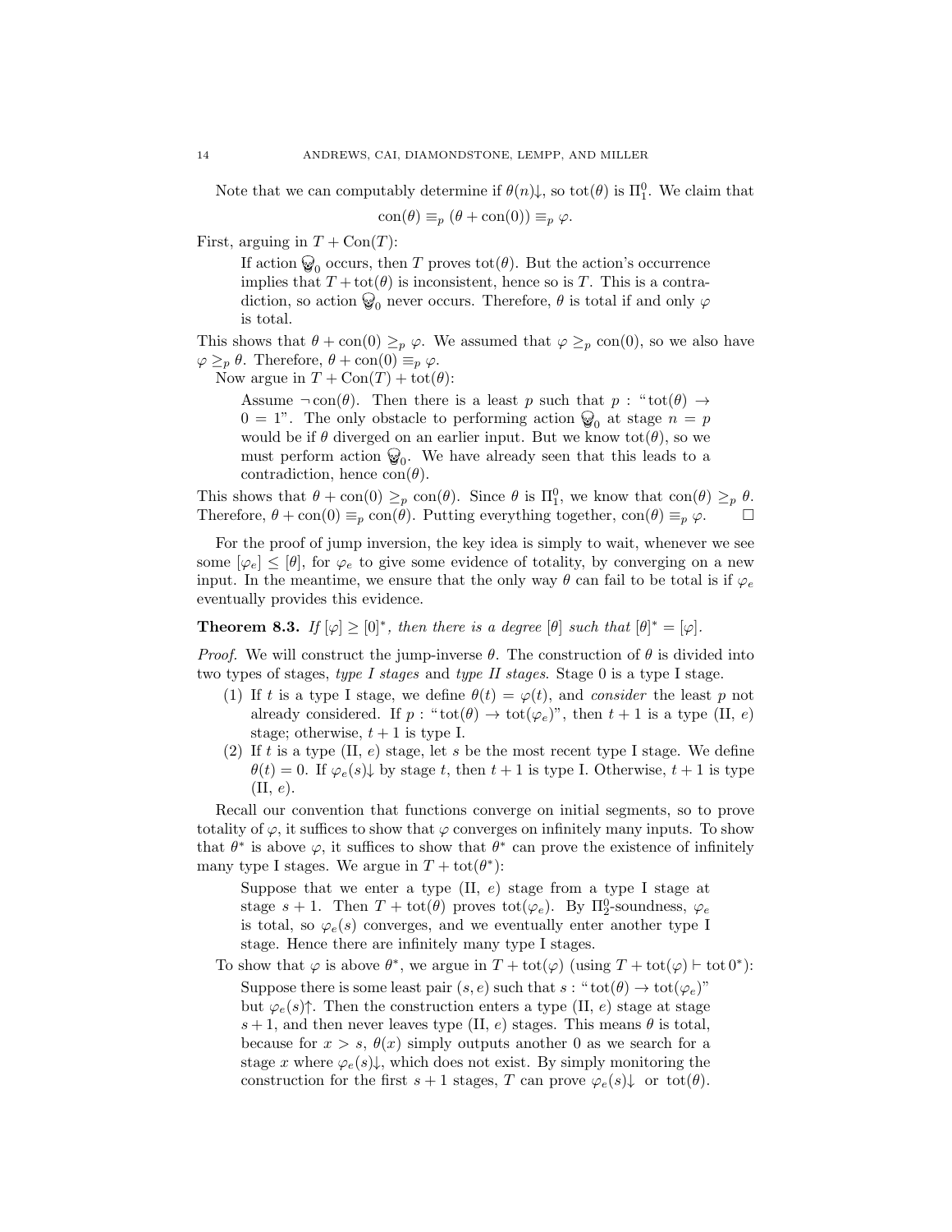Note that we can computably determine if $\theta(n)\downarrow$, so $\mathrm{tot}(\theta)$ is $\Pi^0_1$. We claim that

$$\mathrm{con}(\theta) \equiv_p (\theta + \mathrm{con}(0)) \equiv_p \varphi.$$

First, arguing in $T + \mathrm{Con}(T)$:

> If action $☠_0$ occurs, then $T$ proves $\mathrm{tot}(\theta)$. But the action's occurrence implies that $T + \mathrm{tot}(\theta)$ is inconsistent, hence so is $T$. This is a contradiction, so action $☠_0$ never occurs. Therefore, $\theta$ is total if and only $\varphi$ is total.

This shows that $\theta + \mathrm{con}(0) \geq_p \varphi$. We assumed that $\varphi \geq_p \mathrm{con}(0)$, so we also have $\varphi \geq_p \theta$. Therefore, $\theta + \mathrm{con}(0) \equiv_p \varphi$.

Now argue in $T + \mathrm{Con}(T) + \mathrm{tot}(\theta)$:

> Assume $\neg\,\mathrm{con}(\theta)$. Then there is a least $p$ such that $p$ : "$\mathrm{tot}(\theta) \to 0 = 1$". The only obstacle to performing action $☠_0$ at stage $n = p$ would be if $\theta$ diverged on an earlier input. But we know $\mathrm{tot}(\theta)$, so we must perform action $☠_0$. We have already seen that this leads to a contradiction, hence $\mathrm{con}(\theta)$.

This shows that $\theta + \mathrm{con}(0) \geq_p \mathrm{con}(\theta)$. Since $\theta$ is $\Pi^0_1$, we know that $\mathrm{con}(\theta) \geq_p \theta$. Therefore, $\theta + \mathrm{con}(0) \equiv_p \mathrm{con}(\theta)$. Putting everything together, $\mathrm{con}(\theta) \equiv_p \varphi$. □

For the proof of jump inversion, the key idea is simply to wait, whenever we see some $[\varphi_e] \leq [\theta]$, for $\varphi_e$ to give some evidence of totality, by converging on a new input. In the meantime, we ensure that the only way $\theta$ can fail to be total is if $\varphi_e$ eventually provides this evidence.

**Theorem 8.3.** *If $[\varphi] \geq [0]^*$, then there is a degree $[\theta]$ such that $[\theta]^* = [\varphi]$.*

*Proof.* We will construct the jump-inverse $\theta$. The construction of $\theta$ is divided into two types of stages, *type I stages* and *type II stages*. Stage 0 is a type I stage.

1. If $t$ is a type I stage, we define $\theta(t) = \varphi(t)$, and *consider* the least $p$ not already considered. If $p$ : "$\mathrm{tot}(\theta) \to \mathrm{tot}(\varphi_e)$", then $t+1$ is a type (II, $e$) stage; otherwise, $t+1$ is type I.
2. If $t$ is a type (II, $e$) stage, let $s$ be the most recent type I stage. We define $\theta(t) = 0$. If $\varphi_e(s)\downarrow$ by stage $t$, then $t+1$ is type I. Otherwise, $t+1$ is type (II, $e$).

Recall our convention that functions converge on initial segments, so to prove totality of $\varphi$, it suffices to show that $\varphi$ converges on infinitely many inputs. To show that $\theta^*$ is above $\varphi$, it suffices to show that $\theta^*$ can prove the existence of infinitely many type I stages. We argue in $T + \mathrm{tot}(\theta^*)$:

> Suppose that we enter a type (II, $e$) stage from a type I stage at stage $s+1$. Then $T + \mathrm{tot}(\theta)$ proves $\mathrm{tot}(\varphi_e)$. By $\Pi^0_2$-soundness, $\varphi_e$ is total, so $\varphi_e(s)$ converges, and we eventually enter another type I stage. Hence there are infinitely many type I stages.

To show that $\varphi$ is above $\theta^*$, we argue in $T + \mathrm{tot}(\varphi)$ (using $T + \mathrm{tot}(\varphi) \vdash \mathrm{tot}\, 0^*$):

> Suppose there is some least pair $(s, e)$ such that $s$ : "$\mathrm{tot}(\theta) \to \mathrm{tot}(\varphi_e)$" but $\varphi_e(s)\uparrow$. Then the construction enters a type (II, $e$) stage at stage $s+1$, and then never leaves type (II, $e$) stages. This means $\theta$ is total, because for $x > s$, $\theta(x)$ simply outputs another 0 as we search for a stage $x$ where $\varphi_e(s)\downarrow$, which does not exist. By simply monitoring the construction for the first $s+1$ stages, $T$ can prove $\varphi_e(s)\downarrow$ or $\mathrm{tot}(\theta)$.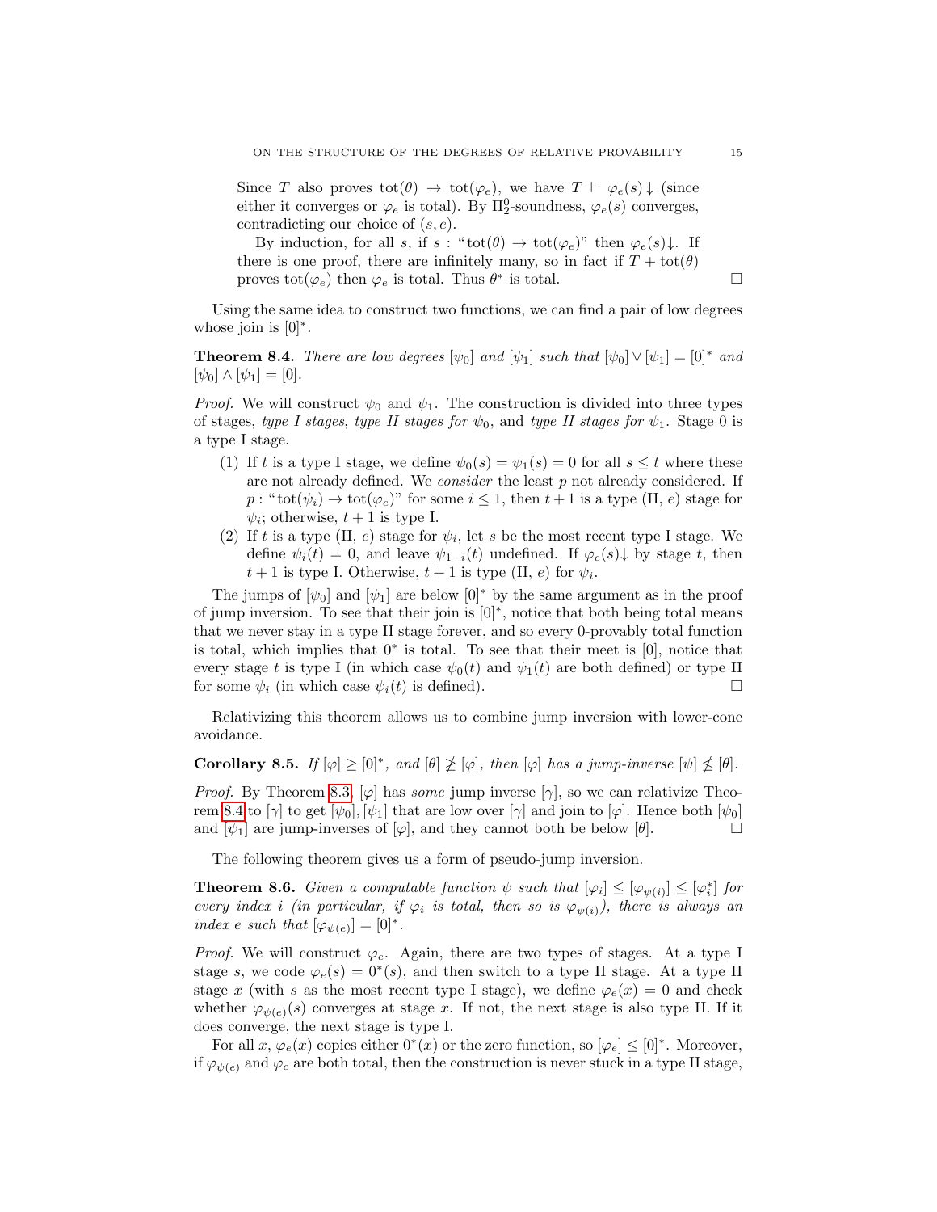Since $T$ also proves $\mathrm{tot}(\theta) \to \mathrm{tot}(\varphi_e)$, we have $T \vdash \varphi_e(s)\downarrow$ (since either it converges or $\varphi_e$ is total). By $\Pi^0_2$-soundness, $\varphi_e(s)$ converges, contradicting our choice of $(s, e)$.

By induction, for all $s$, if $s$ : "$\mathrm{tot}(\theta) \to \mathrm{tot}(\varphi_e)$" then $\varphi_e(s)\downarrow$. If there is one proof, there are infinitely many, so in fact if $T + \mathrm{tot}(\theta)$ proves $\mathrm{tot}(\varphi_e)$ then $\varphi_e$ is total. Thus $\theta^*$ is total. □

Using the same idea to construct two functions, we can find a pair of low degrees whose join is $[0]^*$.

**Theorem 8.4.** *There are low degrees $[\psi_0]$ and $[\psi_1]$ such that $[\psi_0] \vee [\psi_1] = [0]^*$ and $[\psi_0] \wedge [\psi_1] = [0]$.*

*Proof.* We will construct $\psi_0$ and $\psi_1$. The construction is divided into three types of stages, *type I stages*, *type II stages for* $\psi_0$, and *type II stages for* $\psi_1$. Stage 0 is a type I stage.

1. If $t$ is a type I stage, we define $\psi_0(s) = \psi_1(s) = 0$ for all $s \leq t$ where these are not already defined. We *consider* the least $p$ not already considered. If $p$ : "$\mathrm{tot}(\psi_i) \to \mathrm{tot}(\varphi_e)$" for some $i \leq 1$, then $t+1$ is a type (II, $e$) stage for $\psi_i$; otherwise, $t+1$ is type I.
2. If $t$ is a type (II, $e$) stage for $\psi_i$, let $s$ be the most recent type I stage. We define $\psi_i(t) = 0$, and leave $\psi_{1-i}(t)$ undefined. If $\varphi_e(s)\downarrow$ by stage $t$, then $t+1$ is type I. Otherwise, $t+1$ is type (II, $e$) for $\psi_i$.

The jumps of $[\psi_0]$ and $[\psi_1]$ are below $[0]^*$ by the same argument as in the proof of jump inversion. To see that their join is $[0]^*$, notice that both being total means that we never stay in a type II stage forever, and so every 0-provably total function is total, which implies that $0^*$ is total. To see that their meet is $[0]$, notice that every stage $t$ is type I (in which case $\psi_0(t)$ and $\psi_1(t)$ are both defined) or type II for some $\psi_i$ (in which case $\psi_i(t)$ is defined). □

Relativizing this theorem allows us to combine jump inversion with lower-cone avoidance.

**Corollary 8.5.** *If $[\varphi] \geq [0]^*$, and $[\theta] \not\geq [\varphi]$, then $[\varphi]$ has a jump-inverse $[\psi] \not\leq [\theta]$.*

*Proof.* By Theorem 8.3, $[\varphi]$ has *some* jump inverse $[\gamma]$, so we can relativize Theorem 8.4 to $[\gamma]$ to get $[\psi_0], [\psi_1]$ that are low over $[\gamma]$ and join to $[\varphi]$. Hence both $[\psi_0]$ and $[\psi_1]$ are jump-inverses of $[\varphi]$, and they cannot both be below $[\theta]$. □

The following theorem gives us a form of pseudo-jump inversion.

**Theorem 8.6.** *Given a computable function $\psi$ such that $[\varphi_i] \leq [\varphi_{\psi(i)}] \leq [\varphi_i^*]$ for every index $i$ (in particular, if $\varphi_i$ is total, then so is $\varphi_{\psi(i)}$), there is always an index $e$ such that $[\varphi_{\psi(e)}] = [0]^*$.*

*Proof.* We will construct $\varphi_e$. Again, there are two types of stages. At a type I stage $s$, we code $\varphi_e(s) = 0^*(s)$, and then switch to a type II stage. At a type II stage $x$ (with $s$ as the most recent type I stage), we define $\varphi_e(x) = 0$ and check whether $\varphi_{\psi(e)}(s)$ converges at stage $x$. If not, the next stage is also type II. If it does converge, the next stage is type I.

For all $x$, $\varphi_e(x)$ copies either $0^*(x)$ or the zero function, so $[\varphi_e] \leq [0]^*$. Moreover, if $\varphi_{\psi(e)}$ and $\varphi_e$ are both total, then the construction is never stuck in a type II stage,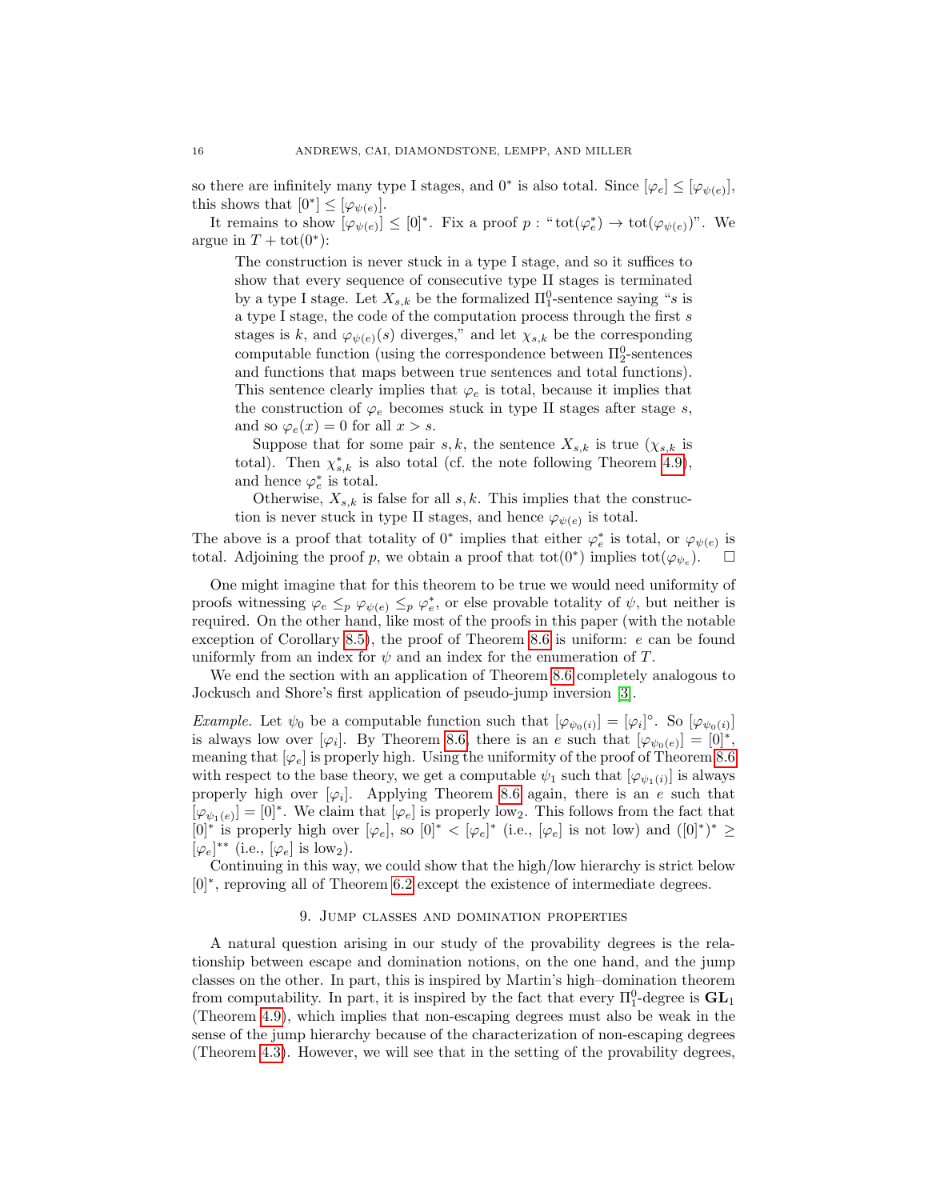so there are infinitely many type I stages, and $0^*$ is also total. Since $[\varphi_e] \leq [\varphi_{\psi(e)}]$, this shows that $[0^*] \leq [\varphi_{\psi(e)}]$.

It remains to show $[\varphi_{\psi(e)}] \leq [0]^*$. Fix a proof $p$ : "$\mathrm{tot}(\varphi_e^*) \to \mathrm{tot}(\varphi_{\psi(e)})$". We argue in $T + \mathrm{tot}(0^*)$:

> The construction is never stuck in a type I stage, and so it suffices to show that every sequence of consecutive type II stages is terminated by a type I stage. Let $X_{s,k}$ be the formalized $\Pi^0_1$-sentence saying "$s$ is a type I stage, the code of the computation process through the first $s$ stages is $k$, and $\varphi_{\psi(e)}(s)$ diverges," and let $\chi_{s,k}$ be the corresponding computable function (using the correspondence between $\Pi^0_2$-sentences and functions that maps between true sentences and total functions). This sentence clearly implies that $\varphi_e$ is total, because it implies that the construction of $\varphi_e$ becomes stuck in type II stages after stage $s$, and so $\varphi_e(x) = 0$ for all $x > s$.
>
> Suppose that for some pair $s, k$, the sentence $X_{s,k}$ is true ($\chi_{s,k}$ is total). Then $\chi^*_{s,k}$ is also total (cf. the note following Theorem 4.9), and hence $\varphi^*_e$ is total.
>
> Otherwise, $X_{s,k}$ is false for all $s, k$. This implies that the construction is never stuck in type II stages, and hence $\varphi_{\psi(e)}$ is total.

The above is a proof that totality of $0^*$ implies that either $\varphi^*_e$ is total, or $\varphi_{\psi(e)}$ is total. Adjoining the proof $p$, we obtain a proof that $\mathrm{tot}(0^*)$ implies $\mathrm{tot}(\varphi_{\psi_e})$. $\square$

One might imagine that for this theorem to be true we would need uniformity of proofs witnessing $\varphi_e \leq_p \varphi_{\psi(e)} \leq_p \varphi^*_e$, or else provable totality of $\psi$, but neither is required. On the other hand, like most of the proofs in this paper (with the notable exception of Corollary 8.5), the proof of Theorem 8.6 is uniform: $e$ can be found uniformly from an index for $\psi$ and an index for the enumeration of $T$.

We end the section with an application of Theorem 8.6 completely analogous to Jockusch and Shore's first application of pseudo-jump inversion [3].

*Example.* Let $\psi_0$ be a computable function such that $[\varphi_{\psi_0(i)}] = [\varphi_i]^\circ$. So $[\varphi_{\psi_0(i)}]$ is always low over $[\varphi_i]$. By Theorem 8.6, there is an $e$ such that $[\varphi_{\psi_0(e)}] = [0]^*$, meaning that $[\varphi_e]$ is properly high. Using the uniformity of the proof of Theorem 8.6 with respect to the base theory, we get a computable $\psi_1$ such that $[\varphi_{\psi_1(i)}]$ is always properly high over $[\varphi_i]$. Applying Theorem 8.6 again, there is an $e$ such that $[\varphi_{\psi_1(e)}] = [0]^*$. We claim that $[\varphi_e]$ is properly low$_2$. This follows from the fact that $[0]^*$ is properly high over $[\varphi_e]$, so $[0]^* < [\varphi_e]^*$ (i.e., $[\varphi_e]$ is not low) and $([0]^*)^* \geq [\varphi_e]^{**}$ (i.e., $[\varphi_e]$ is low$_2$).

Continuing in this way, we could show that the high/low hierarchy is strict below $[0]^*$, reproving all of Theorem 6.2 except the existence of intermediate degrees.

## 9. Jump classes and domination properties

A natural question arising in our study of the provability degrees is the relationship between escape and domination notions, on the one hand, and the jump classes on the other. In part, this is inspired by Martin's high–domination theorem from computability. In part, it is inspired by the fact that every $\Pi^0_1$-degree is $\mathbf{GL}_1$ (Theorem 4.9), which implies that non-escaping degrees must also be weak in the sense of the jump hierarchy because of the characterization of non-escaping degrees (Theorem 4.3). However, we will see that in the setting of the provability degrees,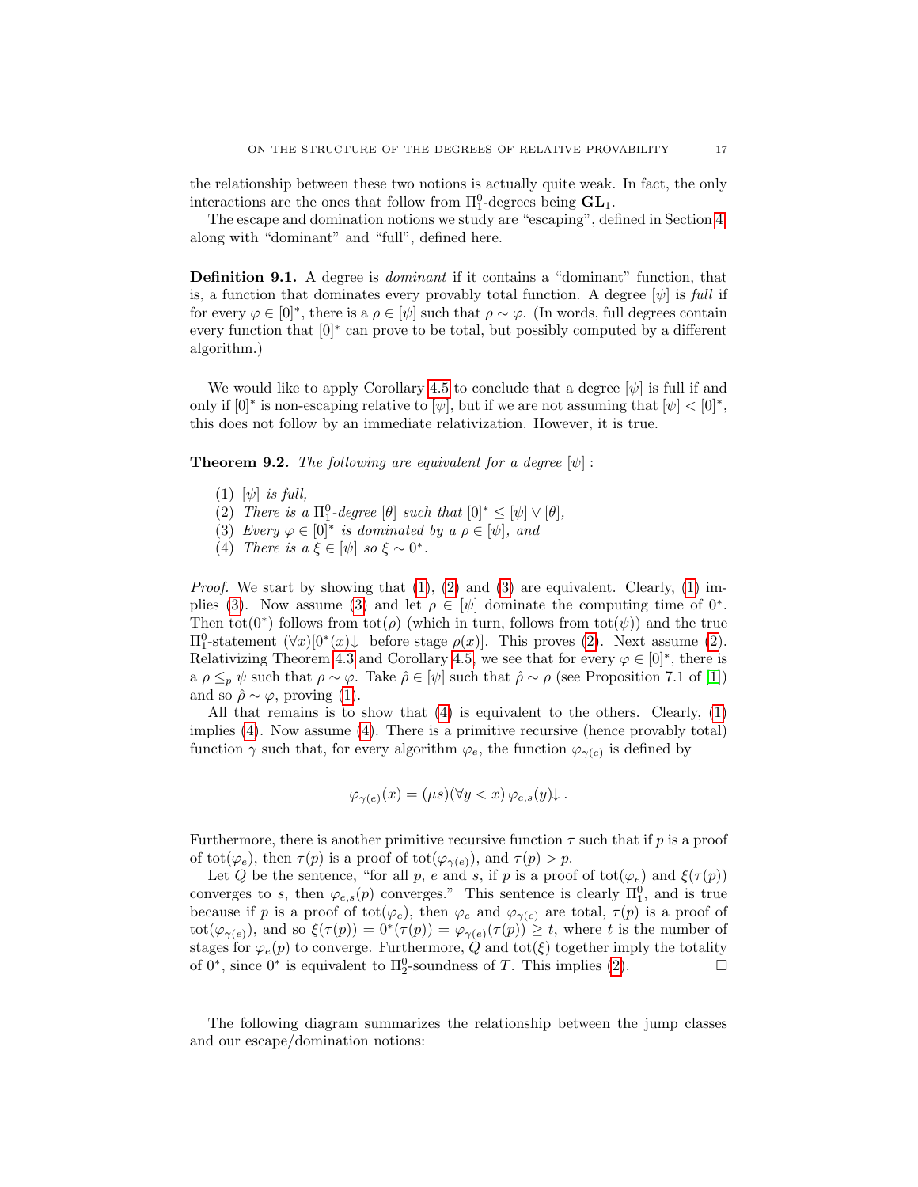the relationship between these two notions is actually quite weak. In fact, the only interactions are the ones that follow from $\Pi^0_1$-degrees being $\mathbf{GL}_1$.

The escape and domination notions we study are "escaping", defined in Section 4, along with "dominant" and "full", defined here.

**Definition 9.1.** A degree is *dominant* if it contains a "dominant" function, that is, a function that dominates every provably total function. A degree $[\psi]$ is *full* if for every $\varphi \in [0]^*$, there is a $\rho \in [\psi]$ such that $\rho \sim \varphi$. (In words, full degrees contain every function that $[0]^*$ can prove to be total, but possibly computed by a different algorithm.)

We would like to apply Corollary 4.5 to conclude that a degree $[\psi]$ is full if and only if $[0]^*$ is non-escaping relative to $[\psi]$, but if we are not assuming that $[\psi] < [0]^*$, this does not follow by an immediate relativization. However, it is true.

**Theorem 9.2.** *The following are equivalent for a degree $[\psi]$ :*

1. *$[\psi]$ is full,*
2. *There is a $\Pi^0_1$-degree $[\theta]$ such that $[0]^* \leq [\psi] \vee [\theta]$,*
3. *Every $\varphi \in [0]^*$ is dominated by a $\rho \in [\psi]$, and*
4. *There is a $\xi \in [\psi]$ so $\xi \sim 0^*$.*

*Proof.* We start by showing that (1), (2) and (3) are equivalent. Clearly, (1) implies (3). Now assume (3) and let $\rho \in [\psi]$ dominate the computing time of $0^*$. Then $\mathrm{tot}(0^*)$ follows from $\mathrm{tot}(\rho)$ (which in turn, follows from $\mathrm{tot}(\psi)$) and the true $\Pi^0_1$-statement $(\forall x)[0^*(x)\!\downarrow$ before stage $\rho(x)]$. This proves (2). Next assume (2). Relativizing Theorem 4.3 and Corollary 4.5, we see that for every $\varphi \in [0]^*$, there is a $\rho \leq_p \psi$ such that $\rho \sim \varphi$. Take $\hat{\rho} \in [\psi]$ such that $\hat{\rho} \sim \rho$ (see Proposition 7.1 of [1]) and so $\hat{\rho} \sim \varphi$, proving (1).

All that remains is to show that (4) is equivalent to the others. Clearly, (1) implies (4). Now assume (4). There is a primitive recursive (hence provably total) function $\gamma$ such that, for every algorithm $\varphi_e$, the function $\varphi_{\gamma(e)}$ is defined by

$$\varphi_{\gamma(e)}(x) = (\mu s)(\forall y < x)\, \varphi_{e,s}(y)\!\downarrow .$$

Furthermore, there is another primitive recursive function $\tau$ such that if $p$ is a proof of $\mathrm{tot}(\varphi_e)$, then $\tau(p)$ is a proof of $\mathrm{tot}(\varphi_{\gamma(e)})$, and $\tau(p) > p$.

Let $Q$ be the sentence, "for all $p$, $e$ and $s$, if $p$ is a proof of $\mathrm{tot}(\varphi_e)$ and $\xi(\tau(p))$ converges to $s$, then $\varphi_{e,s}(p)$ converges." This sentence is clearly $\Pi^0_1$, and is true because if $p$ is a proof of $\mathrm{tot}(\varphi_e)$, then $\varphi_e$ and $\varphi_{\gamma(e)}$ are total, $\tau(p)$ is a proof of $\mathrm{tot}(\varphi_{\gamma(e)})$, and so $\xi(\tau(p)) = 0^*(\tau(p)) = \varphi_{\gamma(e)}(\tau(p)) \geq t$, where $t$ is the number of stages for $\varphi_e(p)$ to converge. Furthermore, $Q$ and $\mathrm{tot}(\xi)$ together imply the totality of $0^*$, since $0^*$ is equivalent to $\Pi^0_2$-soundness of $T$. This implies (2). $\square$

The following diagram summarizes the relationship between the jump classes and our escape/domination notions: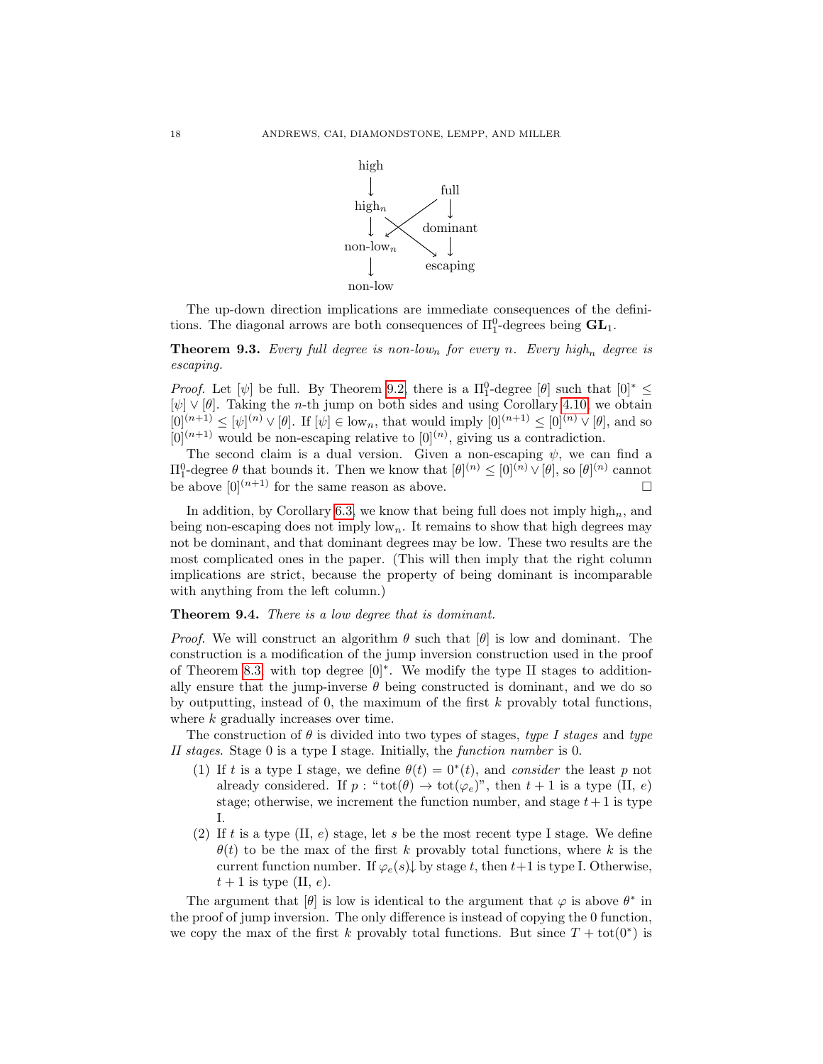high → high$_n$ → non-low$_n$ → non-low

full → dominant → escaping

full → non-low$_n$; high$_n$ → escaping

The up-down direction implications are immediate consequences of the definitions. The diagonal arrows are both consequences of $\Pi^0_1$-degrees being $\mathbf{GL}_1$.

**Theorem 9.3.** *Every full degree is non-low$_n$ for every $n$. Every high$_n$ degree is escaping.*

*Proof.* Let $[\psi]$ be full. By Theorem 9.2, there is a $\Pi^0_1$-degree $[\theta]$ such that $[0]^* \leq [\psi] \vee [\theta]$. Taking the $n$-th jump on both sides and using Corollary 4.10, we obtain $[0]^{(n+1)} \leq [\psi]^{(n)} \vee [\theta]$. If $[\psi] \in \text{low}_n$, that would imply $[0]^{(n+1)} \leq [0]^{(n)} \vee [\theta]$, and so $[0]^{(n+1)}$ would be non-escaping relative to $[0]^{(n)}$, giving us a contradiction.

The second claim is a dual version. Given a non-escaping $\psi$, we can find a $\Pi^0_1$-degree $\theta$ that bounds it. Then we know that $[\theta]^{(n)} \leq [0]^{(n)} \vee [\theta]$, so $[\theta]^{(n)}$ cannot be above $[0]^{(n+1)}$ for the same reason as above. $\square$

In addition, by Corollary 6.3, we know that being full does not imply high$_n$, and being non-escaping does not imply low$_n$. It remains to show that high degrees may not be dominant, and that dominant degrees may be low. These two results are the most complicated ones in the paper. (This will then imply that the right column implications are strict, because the property of being dominant is incomparable with anything from the left column.)

**Theorem 9.4.** *There is a low degree that is dominant.*

*Proof.* We will construct an algorithm $\theta$ such that $[\theta]$ is low and dominant. The construction is a modification of the jump inversion construction used in the proof of Theorem 8.3 with top degree $[0]^*$. We modify the type II stages to additionally ensure that the jump-inverse $\theta$ being constructed is dominant, and we do so by outputting, instead of 0, the maximum of the first $k$ provably total functions, where $k$ gradually increases over time.

The construction of $\theta$ is divided into two types of stages, *type I stages* and *type II stages*. Stage 0 is a type I stage. Initially, the *function number* is 0.

(1) If $t$ is a type I stage, we define $\theta(t) = 0^*(t)$, and *consider* the least $p$ not already considered. If $p$ : "$\text{tot}(\theta) \to \text{tot}(\varphi_e)$", then $t+1$ is a type (II, $e$) stage; otherwise, we increment the function number, and stage $t+1$ is type I.

(2) If $t$ is a type (II, $e$) stage, let $s$ be the most recent type I stage. We define $\theta(t)$ to be the max of the first $k$ provably total functions, where $k$ is the current function number. If $\varphi_e(s)\downarrow$ by stage $t$, then $t+1$ is type I. Otherwise, $t+1$ is type (II, $e$).

The argument that $[\theta]$ is low is identical to the argument that $\varphi$ is above $\theta^*$ in the proof of jump inversion. The only difference is instead of copying the 0 function, we copy the max of the first $k$ provably total functions. But since $T + \text{tot}(0^*)$ is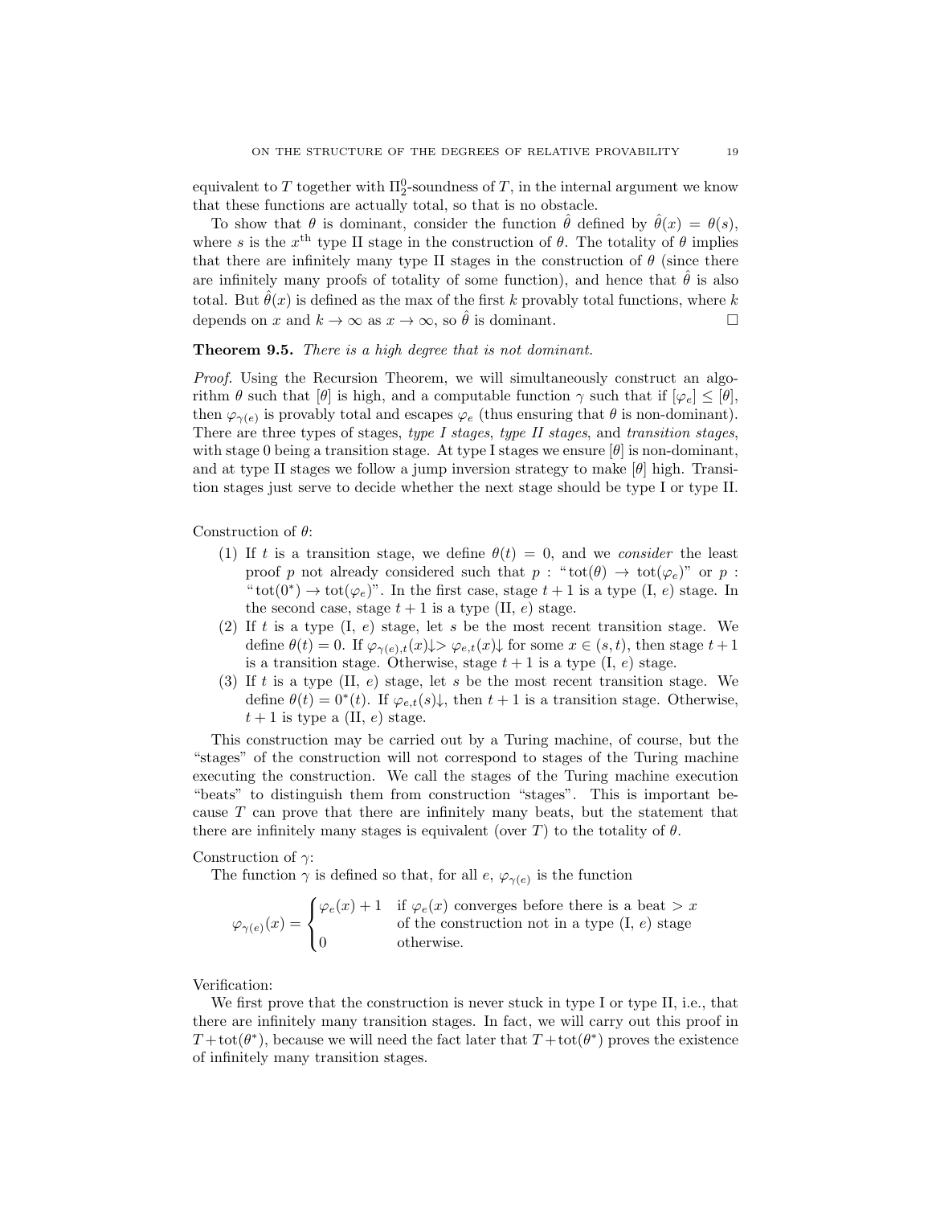equivalent to $T$ together with $\Pi^0_2$-soundness of $T$, in the internal argument we know that these functions are actually total, so that is no obstacle.

To show that $\theta$ is dominant, consider the function $\hat{\theta}$ defined by $\hat{\theta}(x) = \theta(s)$, where $s$ is the $x^{\text{th}}$ type II stage in the construction of $\theta$. The totality of $\theta$ implies that there are infinitely many type II stages in the construction of $\theta$ (since there are infinitely many proofs of totality of some function), and hence that $\hat{\theta}$ is also total. But $\hat{\theta}(x)$ is defined as the max of the first $k$ provably total functions, where $k$ depends on $x$ and $k \to \infty$ as $x \to \infty$, so $\hat{\theta}$ is dominant. □

**Theorem 9.5.** *There is a high degree that is not dominant.*

*Proof.* Using the Recursion Theorem, we will simultaneously construct an algorithm $\theta$ such that $[\theta]$ is high, and a computable function $\gamma$ such that if $[\varphi_e] \leq [\theta]$, then $\varphi_{\gamma(e)}$ is provably total and escapes $\varphi_e$ (thus ensuring that $\theta$ is non-dominant). There are three types of stages, *type I stages*, *type II stages*, and *transition stages*, with stage 0 being a transition stage. At type I stages we ensure $[\theta]$ is non-dominant, and at type II stages we follow a jump inversion strategy to make $[\theta]$ high. Transition stages just serve to decide whether the next stage should be type I or type II.

Construction of $\theta$:

1. If $t$ is a transition stage, we define $\theta(t) = 0$, and we *consider* the least proof $p$ not already considered such that $p$ : "$\text{tot}(\theta) \to \text{tot}(\varphi_e)$" or $p$ : "$\text{tot}(0^*) \to \text{tot}(\varphi_e)$". In the first case, stage $t+1$ is a type (I, $e$) stage. In the second case, stage $t+1$ is a type (II, $e$) stage.
2. If $t$ is a type (I, $e$) stage, let $s$ be the most recent transition stage. We define $\theta(t) = 0$. If $\varphi_{\gamma(e),t}(x){\downarrow} > \varphi_{e,t}(x){\downarrow}$ for some $x \in (s,t)$, then stage $t+1$ is a transition stage. Otherwise, stage $t+1$ is a type (I, $e$) stage.
3. If $t$ is a type (II, $e$) stage, let $s$ be the most recent transition stage. We define $\theta(t) = 0^*(t)$. If $\varphi_{e,t}(s){\downarrow}$, then $t+1$ is a transition stage. Otherwise, $t+1$ is type a (II, $e$) stage.

This construction may be carried out by a Turing machine, of course, but the "stages" of the construction will not correspond to stages of the Turing machine executing the construction. We call the stages of the Turing machine execution "beats" to distinguish them from construction "stages". This is important because $T$ can prove that there are infinitely many beats, but the statement that there are infinitely many stages is equivalent (over $T$) to the totality of $\theta$.

Construction of $\gamma$:

The function $\gamma$ is defined so that, for all $e$, $\varphi_{\gamma(e)}$ is the function

$$\varphi_{\gamma(e)}(x) = \begin{cases} \varphi_e(x) + 1 & \text{if } \varphi_e(x) \text{ converges before there is a beat} > x \\ & \text{of the construction not in a type (I, } e\text{) stage} \\ 0 & \text{otherwise.} \end{cases}$$

Verification:

We first prove that the construction is never stuck in type I or type II, i.e., that there are infinitely many transition stages. In fact, we will carry out this proof in $T + \text{tot}(\theta^*)$, because we will need the fact later that $T + \text{tot}(\theta^*)$ proves the existence of infinitely many transition stages.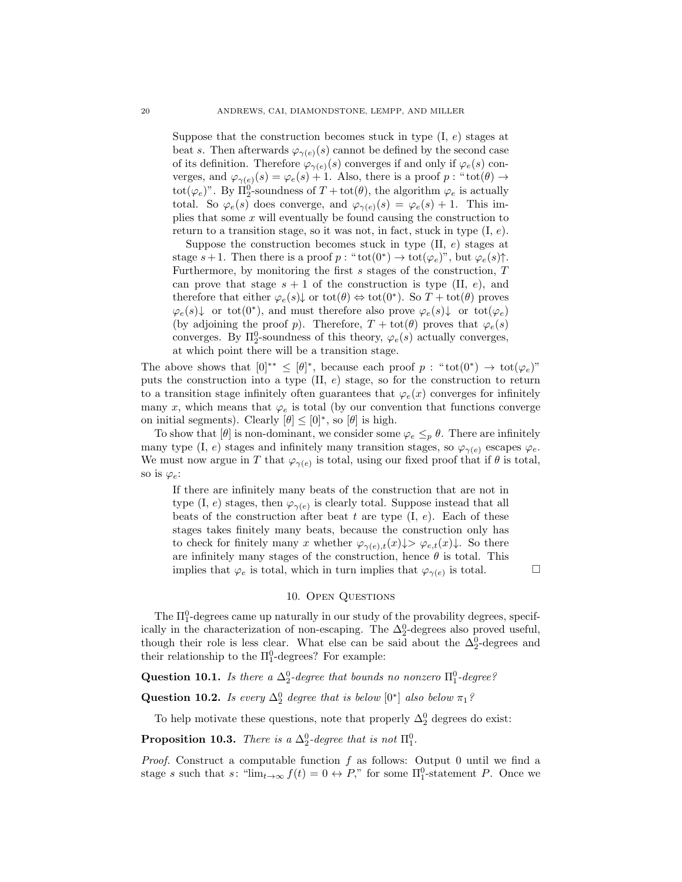Suppose that the construction becomes stuck in type (I, $e$) stages at beat $s$. Then afterwards $\varphi_{\gamma(e)}(s)$ cannot be defined by the second case of its definition. Therefore $\varphi_{\gamma(e)}(s)$ converges if and only if $\varphi_e(s)$ converges, and $\varphi_{\gamma(e)}(s) = \varphi_e(s) + 1$. Also, there is a proof $p$ : "$\operatorname{tot}(\theta) \to \operatorname{tot}(\varphi_e)$". By $\Pi^0_2$-soundness of $T + \operatorname{tot}(\theta)$, the algorithm $\varphi_e$ is actually total. So $\varphi_e(s)$ does converge, and $\varphi_{\gamma(e)}(s) = \varphi_e(s) + 1$. This implies that some $x$ will eventually be found causing the construction to return to a transition stage, so it was not, in fact, stuck in type (I, $e$).

Suppose the construction becomes stuck in type (II, $e$) stages at stage $s+1$. Then there is a proof $p$ : "$\operatorname{tot}(0^*) \to \operatorname{tot}(\varphi_e)$", but $\varphi_e(s)\uparrow$. Furthermore, by monitoring the first $s$ stages of the construction, $T$ can prove that stage $s+1$ of the construction is type (II, $e$), and therefore that either $\varphi_e(s)\downarrow$ or $\operatorname{tot}(\theta) \Leftrightarrow \operatorname{tot}(0^*)$. So $T + \operatorname{tot}(\theta)$ proves $\varphi_e(s)\downarrow$ or $\operatorname{tot}(0^*)$, and must therefore also prove $\varphi_e(s)\downarrow$ or $\operatorname{tot}(\varphi_e)$ (by adjoining the proof $p$). Therefore, $T + \operatorname{tot}(\theta)$ proves that $\varphi_e(s)$ converges. By $\Pi^0_2$-soundness of this theory, $\varphi_e(s)$ actually converges, at which point there will be a transition stage.

The above shows that $[0]^{**} \leq [\theta]^*$, because each proof $p$ : "$\operatorname{tot}(0^*) \to \operatorname{tot}(\varphi_e)$" puts the construction into a type (II, $e$) stage, so for the construction to return to a transition stage infinitely often guarantees that $\varphi_e(x)$ converges for infinitely many $x$, which means that $\varphi_e$ is total (by our convention that functions converge on initial segments). Clearly $[\theta] \leq [0]^*$, so $[\theta]$ is high.

To show that $[\theta]$ is non-dominant, we consider some $\varphi_e \leq_p \theta$. There are infinitely many type (I, $e$) stages and infinitely many transition stages, so $\varphi_{\gamma(e)}$ escapes $\varphi_e$. We must now argue in $T$ that $\varphi_{\gamma(e)}$ is total, using our fixed proof that if $\theta$ is total, so is $\varphi_e$:

If there are infinitely many beats of the construction that are not in type (I, $e$) stages, then $\varphi_{\gamma(e)}$ is clearly total. Suppose instead that all beats of the construction after beat $t$ are type (I, $e$). Each of these stages takes finitely many beats, because the construction only has to check for finitely many $x$ whether $\varphi_{\gamma(e),t}(x)\downarrow > \varphi_{e,t}(x)\downarrow$. So there are infinitely many stages of the construction, hence $\theta$ is total. This implies that $\varphi_e$ is total, which in turn implies that $\varphi_{\gamma(e)}$ is total. □

## 10. Open Questions

The $\Pi^0_1$-degrees came up naturally in our study of the provability degrees, specifically in the characterization of non-escaping. The $\Delta^0_2$-degrees also proved useful, though their role is less clear. What else can be said about the $\Delta^0_2$-degrees and their relationship to the $\Pi^0_1$-degrees? For example:

**Question 10.1.** *Is there a $\Delta^0_2$-degree that bounds no nonzero $\Pi^0_1$-degree?*

**Question 10.2.** *Is every $\Delta^0_2$ degree that is below $[0^*]$ also below $\pi_1$?*

To help motivate these questions, note that properly $\Delta^0_2$ degrees do exist:

**Proposition 10.3.** *There is a $\Delta^0_2$-degree that is not $\Pi^0_1$.*

*Proof.* Construct a computable function $f$ as follows: Output 0 until we find a stage $s$ such that $s$: "$\lim_{t\to\infty} f(t) = 0 \leftrightarrow P$," for some $\Pi^0_1$-statement $P$. Once we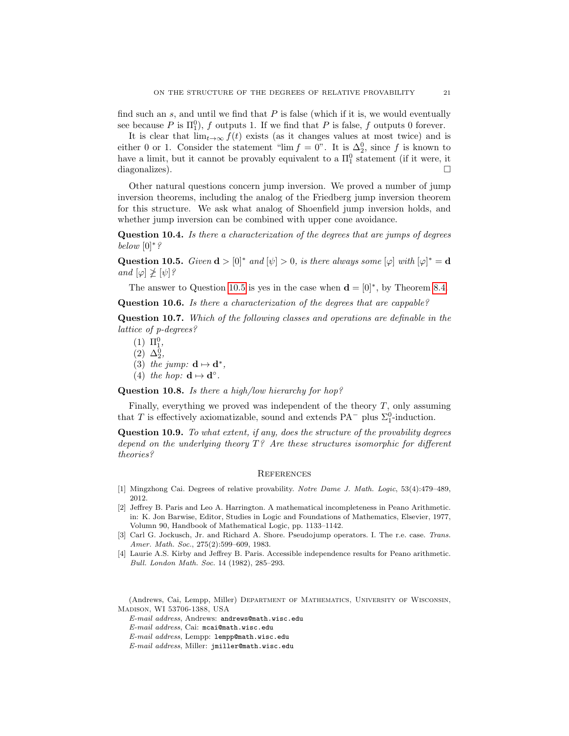find such an $s$, and until we find that $P$ is false (which if it is, we would eventually see because $P$ is $\Pi^0_1$), $f$ outputs 1. If we find that $P$ is false, $f$ outputs 0 forever.

It is clear that $\lim_{t\to\infty} f(t)$ exists (as it changes values at most twice) and is either 0 or 1. Consider the statement "$\lim f = 0$". It is $\Delta^0_2$, since $f$ is known to have a limit, but it cannot be provably equivalent to a $\Pi^0_1$ statement (if it were, it diagonalizes). □

Other natural questions concern jump inversion. We proved a number of jump inversion theorems, including the analog of the Friedberg jump inversion theorem for this structure. We ask what analog of Shoenfield jump inversion holds, and whether jump inversion can be combined with upper cone avoidance.

**Question 10.4.** *Is there a characterization of the degrees that are jumps of degrees below* $[0]^*$*?*

**Question 10.5.** *Given* $\mathbf{d} > [0]^*$ *and* $[\psi] > 0$*, is there always some* $[\varphi]$ *with* $[\varphi]^* = \mathbf{d}$ *and* $[\varphi] \not\geq [\psi]$*?*

The answer to Question 10.5 is yes in the case when $\mathbf{d} = [0]^*$, by Theorem 8.4.

**Question 10.6.** *Is there a characterization of the degrees that are cappable?*

**Question 10.7.** *Which of the following classes and operations are definable in the lattice of p-degrees?*

1. $\Pi^0_1$,
2. $\Delta^0_2$,
3. *the jump:* $\mathbf{d} \mapsto \mathbf{d}^*$,
4. *the hop:* $\mathbf{d} \mapsto \mathbf{d}^\circ$.

**Question 10.8.** *Is there a high/low hierarchy for hop?*

Finally, everything we proved was independent of the theory $T$, only assuming that $T$ is effectively axiomatizable, sound and extends $\mathrm{PA}^-$ plus $\Sigma^0_1$-induction.

**Question 10.9.** *To what extent, if any, does the structure of the provability degrees depend on the underlying theory* $T$*? Are these structures isomorphic for different theories?*

## References

[1] Mingzhong Cai. Degrees of relative provability. *Notre Dame J. Math. Logic*, 53(4):479–489, 2012.

[2] Jeffrey B. Paris and Leo A. Harrington. A mathematical incompleteness in Peano Arithmetic. in: K. Jon Barwise, Editor, Studies in Logic and Foundations of Mathematics, Elsevier, 1977, Volumn 90, Handbook of Mathematical Logic, pp. 1133–1142.

[3] Carl G. Jockusch, Jr. and Richard A. Shore. Pseudojump operators. I. The r.e. case. *Trans. Amer. Math. Soc.*, 275(2):599–609, 1983.

[4] Laurie A.S. Kirby and Jeffrey B. Paris. Accessible independence results for Peano arithmetic. *Bull. London Math. Soc.* 14 (1982), 285–293.

(Andrews, Cai, Lempp, Miller) Department of Mathematics, University of Wisconsin, Madison, WI 53706-1388, USA

*E-mail address*, Andrews: andrews@math.wisc.edu

*E-mail address*, Cai: mcai@math.wisc.edu

*E-mail address*, Lempp: lempp@math.wisc.edu

*E-mail address*, Miller: jmiller@math.wisc.edu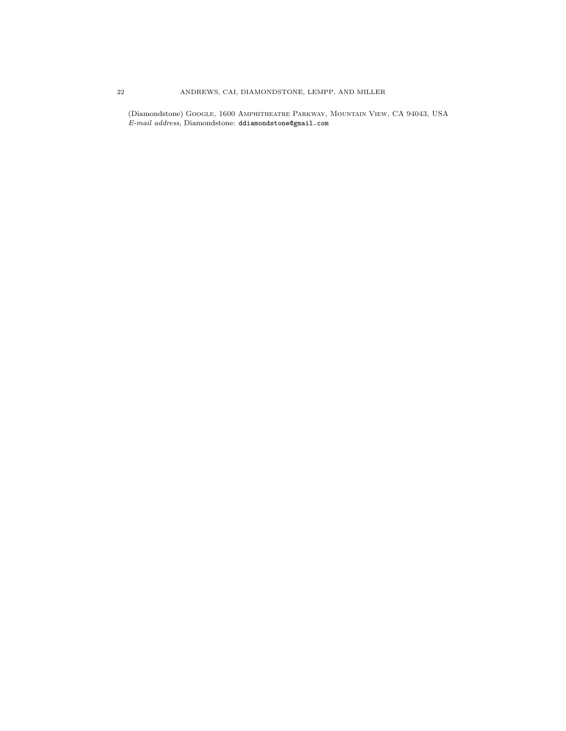(Diamondstone) Google, 1600 Amphitheatre Parkway, Mountain View, CA 94043, USA
*E-mail address*, Diamondstone: `ddiamondstone@gmail.com`